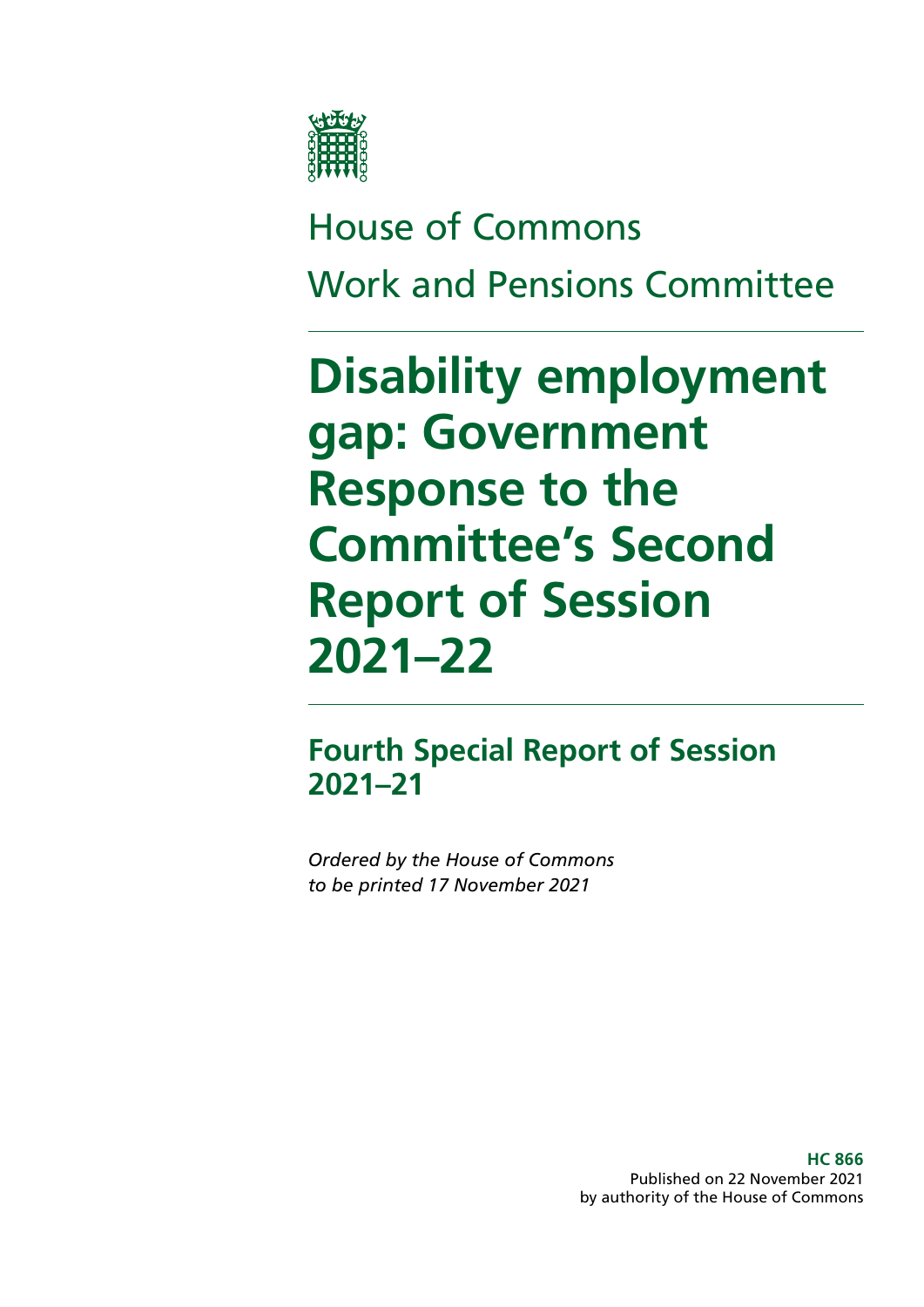House of Commons

Work and Pensions Committee

# Disability employment gap: Government Response to the Committee's Second Report of Session 2021–22

## Fourth Special Report of Session 2021–21

*Ordered by the House of Commons to be printed 17 November 2021*

**HC 866**
Published on 22 November 2021
by authority of the House of Commons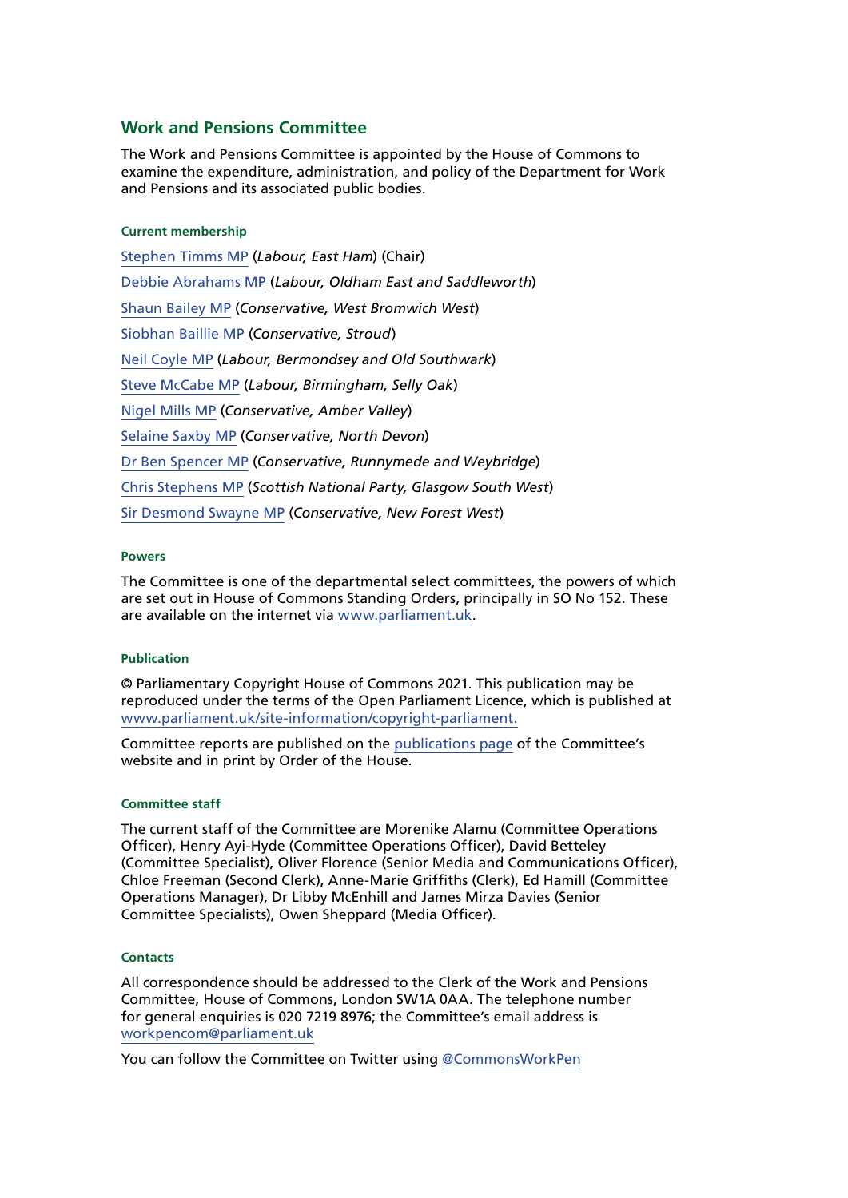## Work and Pensions Committee

The Work and Pensions Committee is appointed by the House of Commons to examine the expenditure, administration, and policy of the Department for Work and Pensions and its associated public bodies.

### Current membership

Stephen Timms MP (*Labour, East Ham*) (Chair)

Debbie Abrahams MP (*Labour, Oldham East and Saddleworth*)

Shaun Bailey MP (*Conservative, West Bromwich West*)

Siobhan Baillie MP (*Conservative, Stroud*)

Neil Coyle MP (*Labour, Bermondsey and Old Southwark*)

Steve McCabe MP (*Labour, Birmingham, Selly Oak*)

Nigel Mills MP (*Conservative, Amber Valley*)

Selaine Saxby MP (*Conservative, North Devon*)

Dr Ben Spencer MP (*Conservative, Runnymede and Weybridge*)

Chris Stephens MP (*Scottish National Party, Glasgow South West*)

Sir Desmond Swayne MP (*Conservative, New Forest West*)

### Powers

The Committee is one of the departmental select committees, the powers of which are set out in House of Commons Standing Orders, principally in SO No 152. These are available on the internet via www.parliament.uk.

### Publication

© Parliamentary Copyright House of Commons 2021. This publication may be reproduced under the terms of the Open Parliament Licence, which is published at www.parliament.uk/site-information/copyright-parliament.

Committee reports are published on the publications page of the Committee's website and in print by Order of the House.

### Committee staff

The current staff of the Committee are Morenike Alamu (Committee Operations Officer), Henry Ayi-Hyde (Committee Operations Officer), David Betteley (Committee Specialist), Oliver Florence (Senior Media and Communications Officer), Chloe Freeman (Second Clerk), Anne-Marie Griffiths (Clerk), Ed Hamill (Committee Operations Manager), Dr Libby McEnhill and James Mirza Davies (Senior Committee Specialists), Owen Sheppard (Media Officer).

### Contacts

All correspondence should be addressed to the Clerk of the Work and Pensions Committee, House of Commons, London SW1A 0AA. The telephone number for general enquiries is 020 7219 8976; the Committee's email address is workpencom@parliament.uk

You can follow the Committee on Twitter using @CommonsWorkPen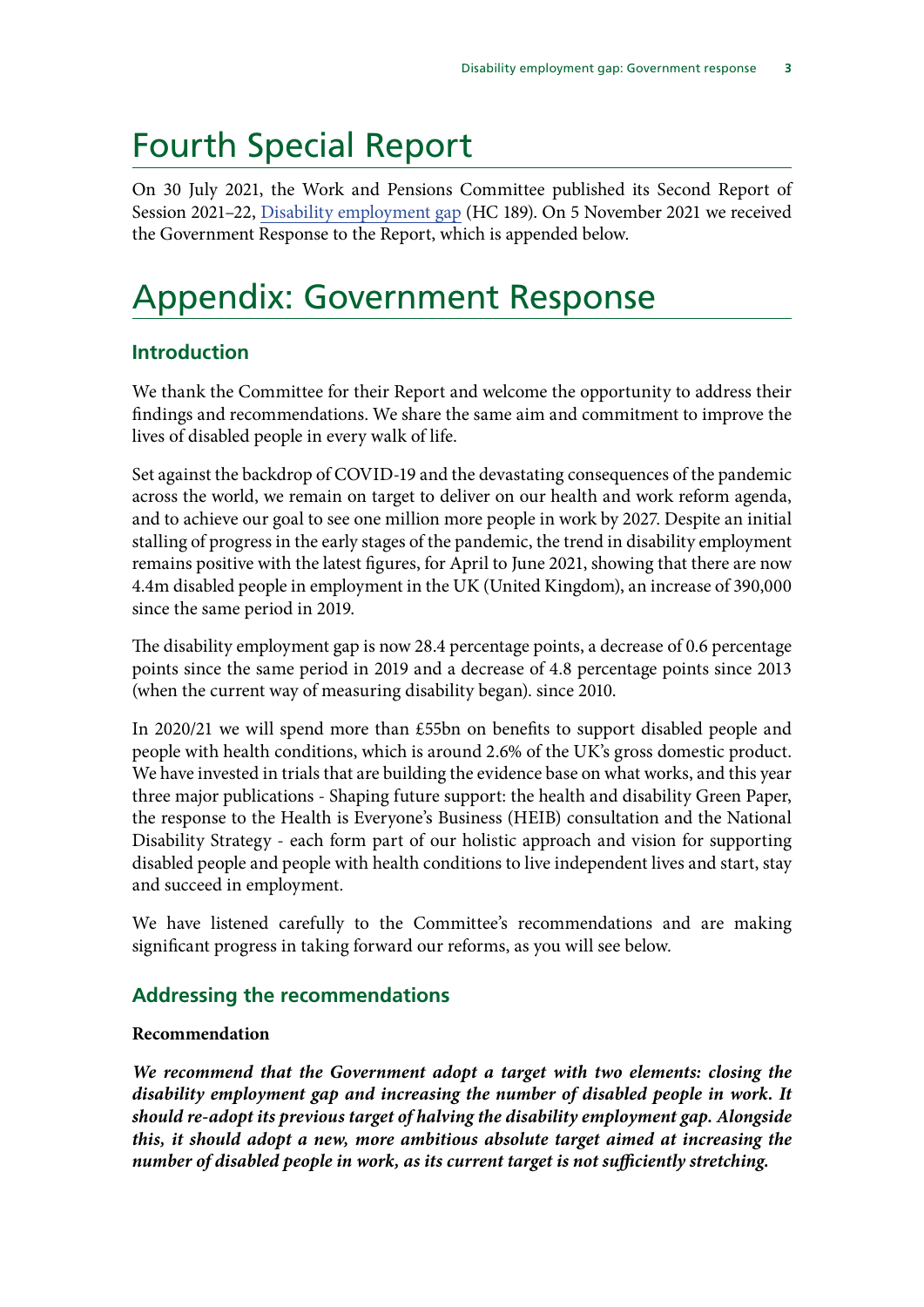# Fourth Special Report

On 30 July 2021, the Work and Pensions Committee published its Second Report of Session 2021–22, [Disability employment gap](#) (HC 189). On 5 November 2021 we received the Government Response to the Report, which is appended below.

# Appendix: Government Response

## Introduction

We thank the Committee for their Report and welcome the opportunity to address their findings and recommendations. We share the same aim and commitment to improve the lives of disabled people in every walk of life.

Set against the backdrop of COVID-19 and the devastating consequences of the pandemic across the world, we remain on target to deliver on our health and work reform agenda, and to achieve our goal to see one million more people in work by 2027. Despite an initial stalling of progress in the early stages of the pandemic, the trend in disability employment remains positive with the latest figures, for April to June 2021, showing that there are now 4.4m disabled people in employment in the UK (United Kingdom), an increase of 390,000 since the same period in 2019.

The disability employment gap is now 28.4 percentage points, a decrease of 0.6 percentage points since the same period in 2019 and a decrease of 4.8 percentage points since 2013 (when the current way of measuring disability began). since 2010.

In 2020/21 we will spend more than £55bn on benefits to support disabled people and people with health conditions, which is around 2.6% of the UK's gross domestic product. We have invested in trials that are building the evidence base on what works, and this year three major publications - Shaping future support: the health and disability Green Paper, the response to the Health is Everyone's Business (HEIB) consultation and the National Disability Strategy - each form part of our holistic approach and vision for supporting disabled people and people with health conditions to live independent lives and start, stay and succeed in employment.

We have listened carefully to the Committee's recommendations and are making significant progress in taking forward our reforms, as you will see below.

## Addressing the recommendations

**Recommendation**

***We recommend that the Government adopt a target with two elements: closing the disability employment gap and increasing the number of disabled people in work. It should re-adopt its previous target of halving the disability employment gap. Alongside this, it should adopt a new, more ambitious absolute target aimed at increasing the number of disabled people in work, as its current target is not sufficiently stretching.***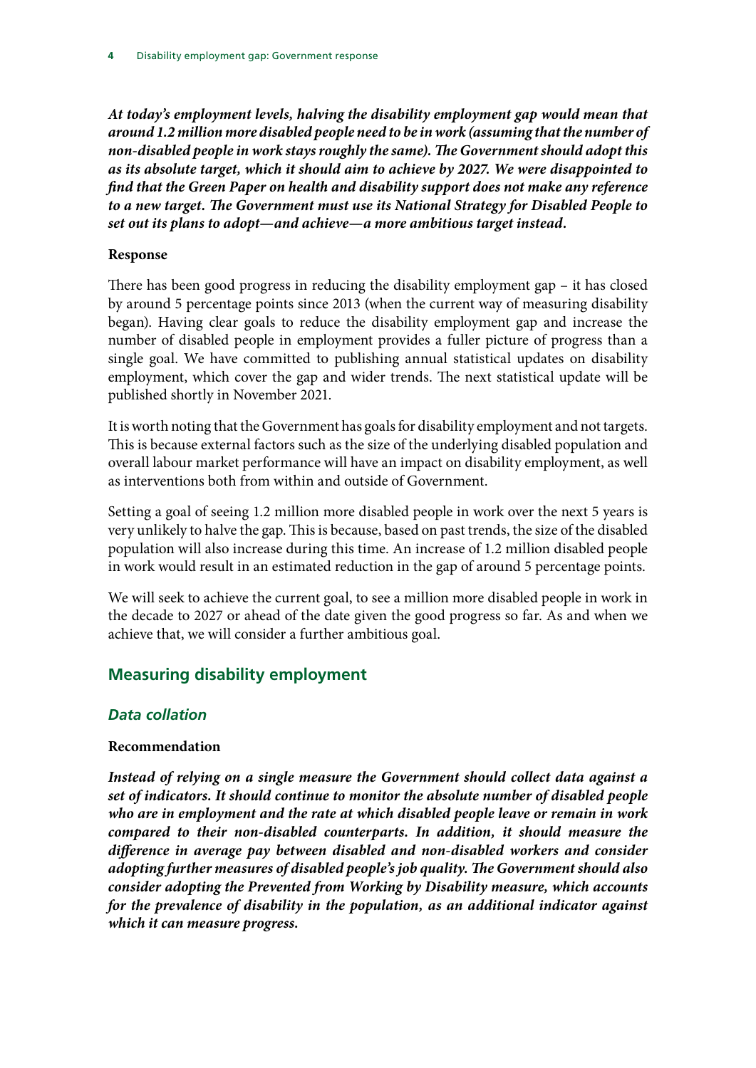***At today's employment levels, halving the disability employment gap would mean that around 1.2 million more disabled people need to be in work (assuming that the number of non-disabled people in work stays roughly the same). The Government should adopt this as its absolute target, which it should aim to achieve by 2027. We were disappointed to find that the Green Paper on health and disability support does not make any reference to a new target. The Government must use its National Strategy for Disabled People to set out its plans to adopt—and achieve—a more ambitious target instead.***

**Response**

There has been good progress in reducing the disability employment gap – it has closed by around 5 percentage points since 2013 (when the current way of measuring disability began). Having clear goals to reduce the disability employment gap and increase the number of disabled people in employment provides a fuller picture of progress than a single goal. We have committed to publishing annual statistical updates on disability employment, which cover the gap and wider trends. The next statistical update will be published shortly in November 2021.

It is worth noting that the Government has goals for disability employment and not targets. This is because external factors such as the size of the underlying disabled population and overall labour market performance will have an impact on disability employment, as well as interventions both from within and outside of Government.

Setting a goal of seeing 1.2 million more disabled people in work over the next 5 years is very unlikely to halve the gap. This is because, based on past trends, the size of the disabled population will also increase during this time. An increase of 1.2 million disabled people in work would result in an estimated reduction in the gap of around 5 percentage points.

We will seek to achieve the current goal, to see a million more disabled people in work in the decade to 2027 or ahead of the date given the good progress so far. As and when we achieve that, we will consider a further ambitious goal.

## Measuring disability employment

### *Data collation*

**Recommendation**

***Instead of relying on a single measure the Government should collect data against a set of indicators. It should continue to monitor the absolute number of disabled people who are in employment and the rate at which disabled people leave or remain in work compared to their non-disabled counterparts. In addition, it should measure the difference in average pay between disabled and non-disabled workers and consider adopting further measures of disabled people's job quality. The Government should also consider adopting the Prevented from Working by Disability measure, which accounts for the prevalence of disability in the population, as an additional indicator against which it can measure progress.***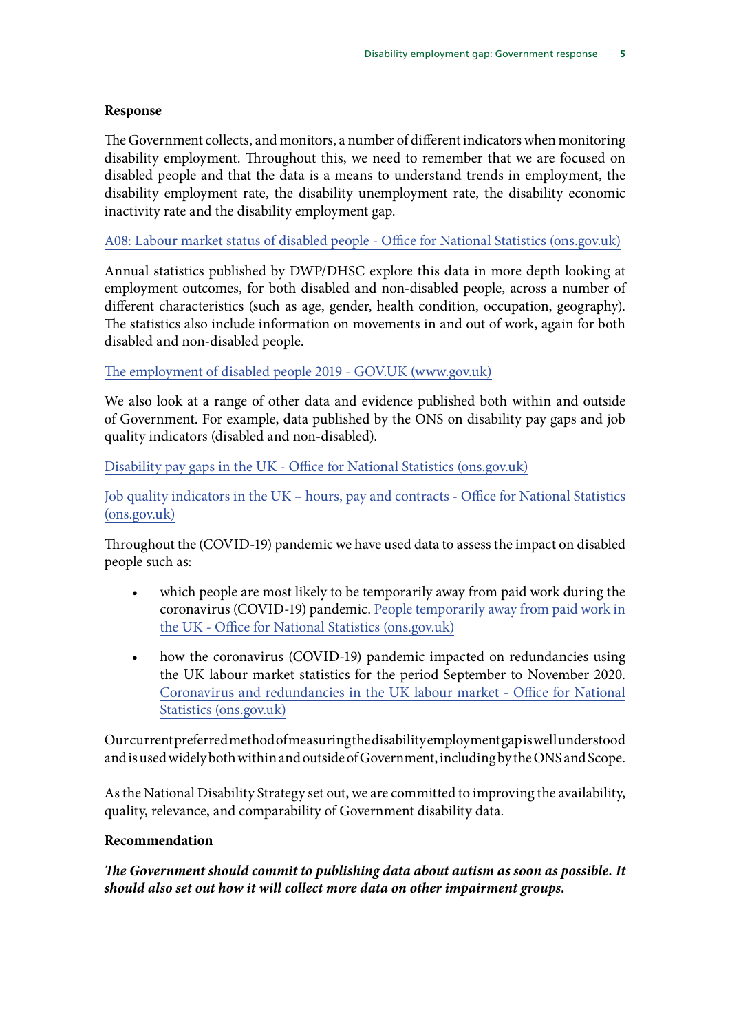**Response**

The Government collects, and monitors, a number of different indicators when monitoring disability employment. Throughout this, we need to remember that we are focused on disabled people and that the data is a means to understand trends in employment, the disability employment rate, the disability unemployment rate, the disability economic inactivity rate and the disability employment gap.

A08: Labour market status of disabled people - Office for National Statistics (ons.gov.uk)

Annual statistics published by DWP/DHSC explore this data in more depth looking at employment outcomes, for both disabled and non-disabled people, across a number of different characteristics (such as age, gender, health condition, occupation, geography). The statistics also include information on movements in and out of work, again for both disabled and non-disabled people.

The employment of disabled people 2019 - GOV.UK (www.gov.uk)

We also look at a range of other data and evidence published both within and outside of Government. For example, data published by the ONS on disability pay gaps and job quality indicators (disabled and non-disabled).

Disability pay gaps in the UK - Office for National Statistics (ons.gov.uk)

Job quality indicators in the UK – hours, pay and contracts - Office for National Statistics (ons.gov.uk)

Throughout the (COVID-19) pandemic we have used data to assess the impact on disabled people such as:

- which people are most likely to be temporarily away from paid work during the coronavirus (COVID-19) pandemic. People temporarily away from paid work in the UK - Office for National Statistics (ons.gov.uk)
- how the coronavirus (COVID-19) pandemic impacted on redundancies using the UK labour market statistics for the period September to November 2020. Coronavirus and redundancies in the UK labour market - Office for National Statistics (ons.gov.uk)

Our current preferred method of measuring the disability employment gap is well understood and is used widely both within and outside of Government, including by the ONS and Scope.

As the National Disability Strategy set out, we are committed to improving the availability, quality, relevance, and comparability of Government disability data.

**Recommendation**

***The Government should commit to publishing data about autism as soon as possible. It should also set out how it will collect more data on other impairment groups.***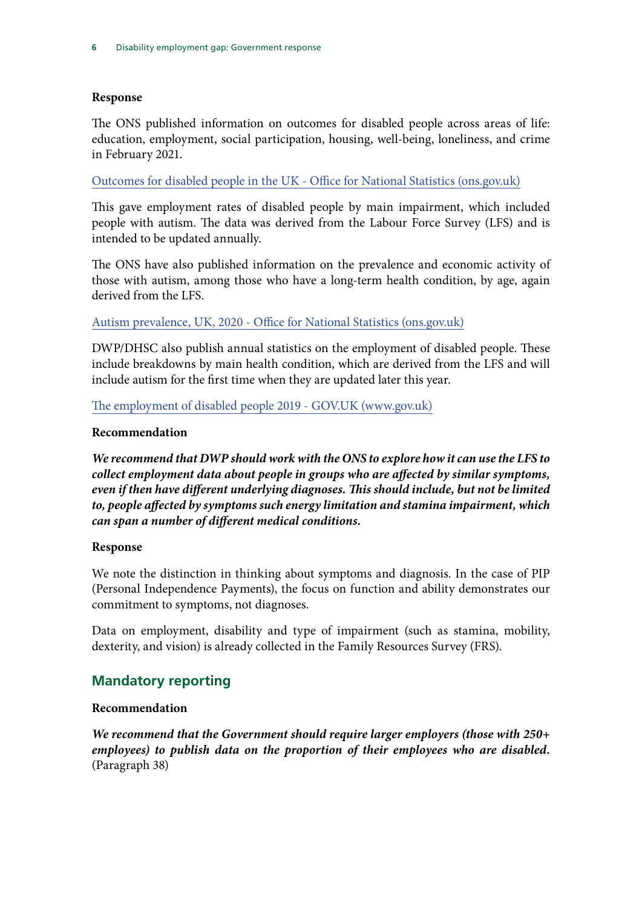**Response**

The ONS published information on outcomes for disabled people across areas of life: education, employment, social participation, housing, well-being, loneliness, and crime in February 2021.

[Outcomes for disabled people in the UK - Office for National Statistics (ons.gov.uk)]

This gave employment rates of disabled people by main impairment, which included people with autism. The data was derived from the Labour Force Survey (LFS) and is intended to be updated annually.

The ONS have also published information on the prevalence and economic activity of those with autism, among those who have a long-term health condition, by age, again derived from the LFS.

[Autism prevalence, UK, 2020 - Office for National Statistics (ons.gov.uk)]

DWP/DHSC also publish annual statistics on the employment of disabled people. These include breakdowns by main health condition, which are derived from the LFS and will include autism for the first time when they are updated later this year.

[The employment of disabled people 2019 - GOV.UK (www.gov.uk)]

**Recommendation**

***We recommend that DWP should work with the ONS to explore how it can use the LFS to collect employment data about people in groups who are affected by similar symptoms, even if then have different underlying diagnoses. This should include, but not be limited to, people affected by symptoms such energy limitation and stamina impairment, which can span a number of different medical conditions.***

**Response**

We note the distinction in thinking about symptoms and diagnosis. In the case of PIP (Personal Independence Payments), the focus on function and ability demonstrates our commitment to symptoms, not diagnoses.

Data on employment, disability and type of impairment (such as stamina, mobility, dexterity, and vision) is already collected in the Family Resources Survey (FRS).

## Mandatory reporting

**Recommendation**

***We recommend that the Government should require larger employers (those with 250+ employees) to publish data on the proportion of their employees who are disabled.*** (Paragraph 38)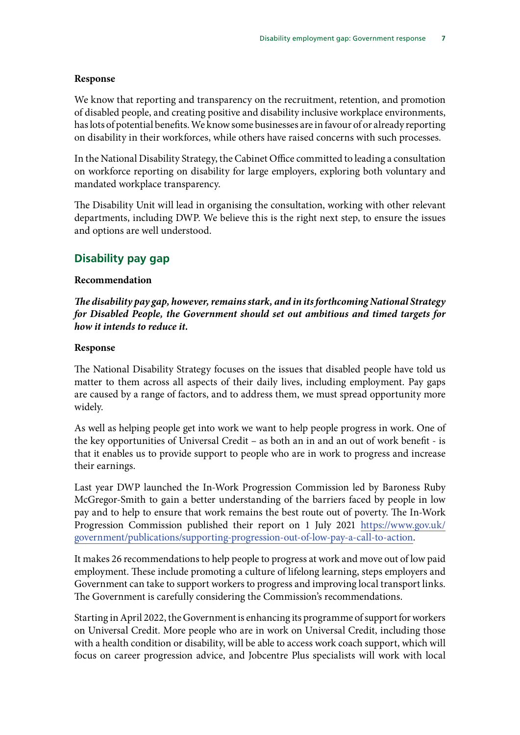**Response**

We know that reporting and transparency on the recruitment, retention, and promotion of disabled people, and creating positive and disability inclusive workplace environments, has lots of potential benefits. We know some businesses are in favour of or already reporting on disability in their workforces, while others have raised concerns with such processes.

In the National Disability Strategy, the Cabinet Office committed to leading a consultation on workforce reporting on disability for large employers, exploring both voluntary and mandated workplace transparency.

The Disability Unit will lead in organising the consultation, working with other relevant departments, including DWP. We believe this is the right next step, to ensure the issues and options are well understood.

## Disability pay gap

**Recommendation**

***The disability pay gap, however, remains stark, and in its forthcoming National Strategy for Disabled People, the Government should set out ambitious and timed targets for how it intends to reduce it.***

**Response**

The National Disability Strategy focuses on the issues that disabled people have told us matter to them across all aspects of their daily lives, including employment. Pay gaps are caused by a range of factors, and to address them, we must spread opportunity more widely.

As well as helping people get into work we want to help people progress in work. One of the key opportunities of Universal Credit – as both an in and an out of work benefit - is that it enables us to provide support to people who are in work to progress and increase their earnings.

Last year DWP launched the In-Work Progression Commission led by Baroness Ruby McGregor-Smith to gain a better understanding of the barriers faced by people in low pay and to help to ensure that work remains the best route out of poverty. The In-Work Progression Commission published their report on 1 July 2021 [https://www.gov.uk/government/publications/supporting-progression-out-of-low-pay-a-call-to-action](https://www.gov.uk/government/publications/supporting-progression-out-of-low-pay-a-call-to-action).

It makes 26 recommendations to help people to progress at work and move out of low paid employment. These include promoting a culture of lifelong learning, steps employers and Government can take to support workers to progress and improving local transport links. The Government is carefully considering the Commission's recommendations.

Starting in April 2022, the Government is enhancing its programme of support for workers on Universal Credit. More people who are in work on Universal Credit, including those with a health condition or disability, will be able to access work coach support, which will focus on career progression advice, and Jobcentre Plus specialists will work with local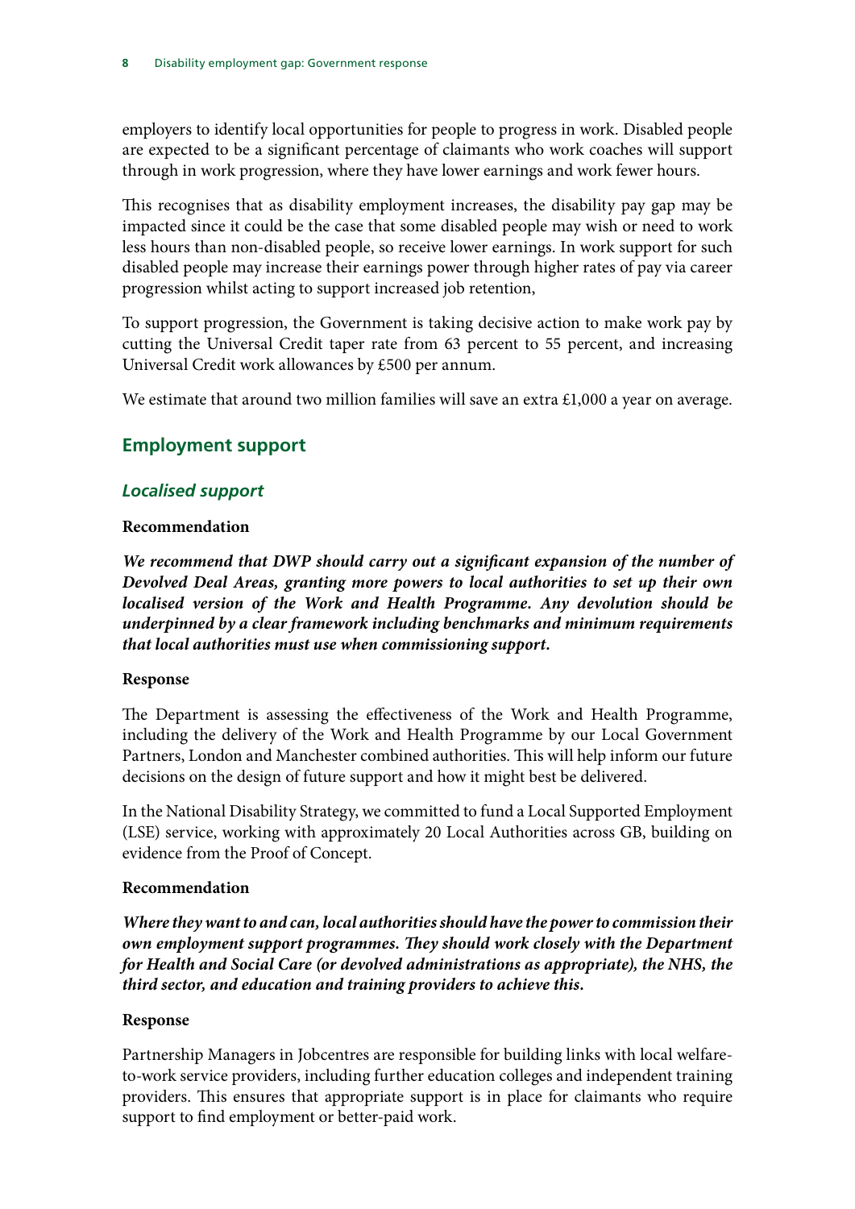employers to identify local opportunities for people to progress in work. Disabled people are expected to be a significant percentage of claimants who work coaches will support through in work progression, where they have lower earnings and work fewer hours.

This recognises that as disability employment increases, the disability pay gap may be impacted since it could be the case that some disabled people may wish or need to work less hours than non-disabled people, so receive lower earnings. In work support for such disabled people may increase their earnings power through higher rates of pay via career progression whilst acting to support increased job retention,

To support progression, the Government is taking decisive action to make work pay by cutting the Universal Credit taper rate from 63 percent to 55 percent, and increasing Universal Credit work allowances by £500 per annum.

We estimate that around two million families will save an extra £1,000 a year on average.

## Employment support

### *Localised support*

**Recommendation**

***We recommend that DWP should carry out a significant expansion of the number of Devolved Deal Areas, granting more powers to local authorities to set up their own localised version of the Work and Health Programme. Any devolution should be underpinned by a clear framework including benchmarks and minimum requirements that local authorities must use when commissioning support.***

**Response**

The Department is assessing the effectiveness of the Work and Health Programme, including the delivery of the Work and Health Programme by our Local Government Partners, London and Manchester combined authorities. This will help inform our future decisions on the design of future support and how it might best be delivered.

In the National Disability Strategy, we committed to fund a Local Supported Employment (LSE) service, working with approximately 20 Local Authorities across GB, building on evidence from the Proof of Concept.

**Recommendation**

***Where they want to and can, local authorities should have the power to commission their own employment support programmes. They should work closely with the Department for Health and Social Care (or devolved administrations as appropriate), the NHS, the third sector, and education and training providers to achieve this.***

**Response**

Partnership Managers in Jobcentres are responsible for building links with local welfare-to-work service providers, including further education colleges and independent training providers. This ensures that appropriate support is in place for claimants who require support to find employment or better-paid work.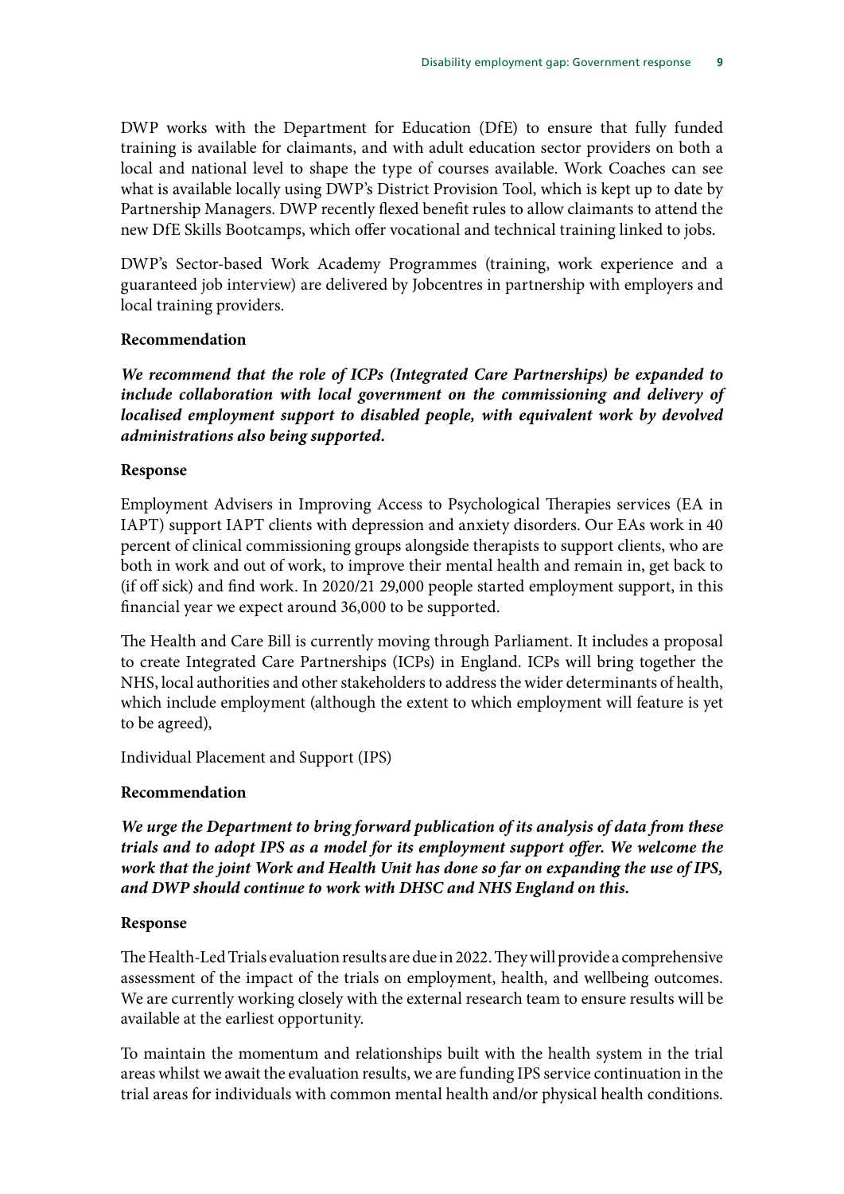DWP works with the Department for Education (DfE) to ensure that fully funded training is available for claimants, and with adult education sector providers on both a local and national level to shape the type of courses available. Work Coaches can see what is available locally using DWP's District Provision Tool, which is kept up to date by Partnership Managers. DWP recently flexed benefit rules to allow claimants to attend the new DfE Skills Bootcamps, which offer vocational and technical training linked to jobs.

DWP's Sector-based Work Academy Programmes (training, work experience and a guaranteed job interview) are delivered by Jobcentres in partnership with employers and local training providers.

**Recommendation**

***We recommend that the role of ICPs (Integrated Care Partnerships) be expanded to include collaboration with local government on the commissioning and delivery of localised employment support to disabled people, with equivalent work by devolved administrations also being supported.***

**Response**

Employment Advisers in Improving Access to Psychological Therapies services (EA in IAPT) support IAPT clients with depression and anxiety disorders. Our EAs work in 40 percent of clinical commissioning groups alongside therapists to support clients, who are both in work and out of work, to improve their mental health and remain in, get back to (if off sick) and find work. In 2020/21 29,000 people started employment support, in this financial year we expect around 36,000 to be supported.

The Health and Care Bill is currently moving through Parliament. It includes a proposal to create Integrated Care Partnerships (ICPs) in England. ICPs will bring together the NHS, local authorities and other stakeholders to address the wider determinants of health, which include employment (although the extent to which employment will feature is yet to be agreed),

Individual Placement and Support (IPS)

**Recommendation**

***We urge the Department to bring forward publication of its analysis of data from these trials and to adopt IPS as a model for its employment support offer. We welcome the work that the joint Work and Health Unit has done so far on expanding the use of IPS, and DWP should continue to work with DHSC and NHS England on this.***

**Response**

The Health-Led Trials evaluation results are due in 2022. They will provide a comprehensive assessment of the impact of the trials on employment, health, and wellbeing outcomes. We are currently working closely with the external research team to ensure results will be available at the earliest opportunity.

To maintain the momentum and relationships built with the health system in the trial areas whilst we await the evaluation results, we are funding IPS service continuation in the trial areas for individuals with common mental health and/or physical health conditions.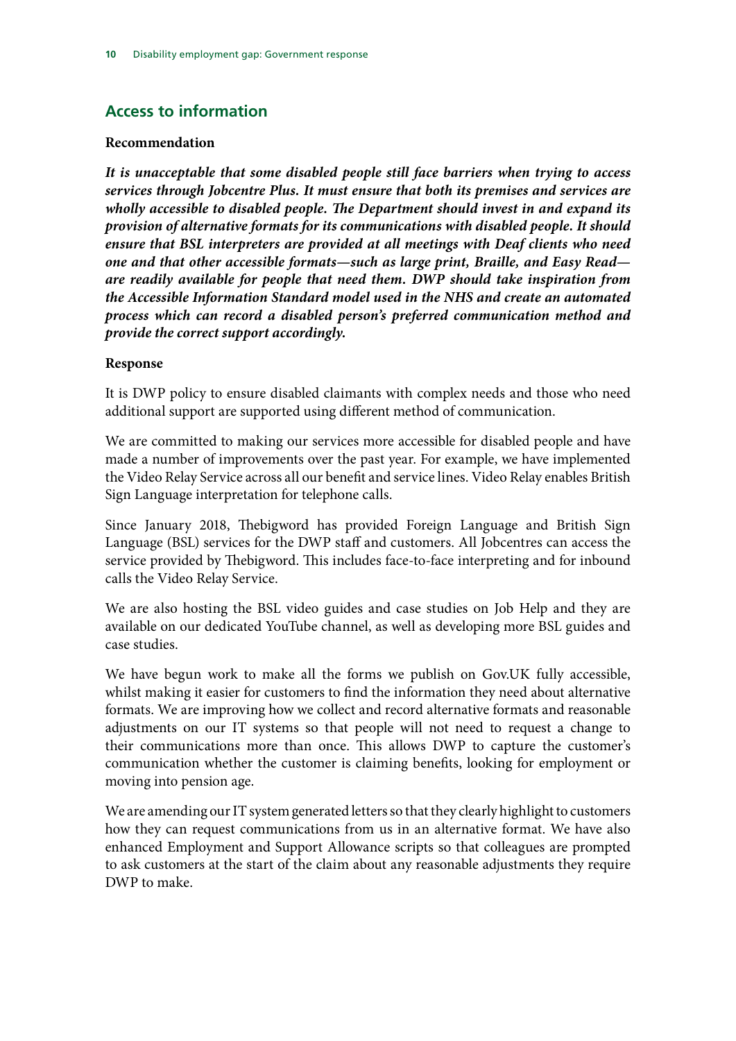## Access to information

**Recommendation**

***It is unacceptable that some disabled people still face barriers when trying to access services through Jobcentre Plus. It must ensure that both its premises and services are wholly accessible to disabled people. The Department should invest in and expand its provision of alternative formats for its communications with disabled people. It should ensure that BSL interpreters are provided at all meetings with Deaf clients who need one and that other accessible formats—such as large print, Braille, and Easy Read—are readily available for people that need them. DWP should take inspiration from the Accessible Information Standard model used in the NHS and create an automated process which can record a disabled person's preferred communication method and provide the correct support accordingly.***

**Response**

It is DWP policy to ensure disabled claimants with complex needs and those who need additional support are supported using different method of communication.

We are committed to making our services more accessible for disabled people and have made a number of improvements over the past year. For example, we have implemented the Video Relay Service across all our benefit and service lines. Video Relay enables British Sign Language interpretation for telephone calls.

Since January 2018, Thebigword has provided Foreign Language and British Sign Language (BSL) services for the DWP staff and customers. All Jobcentres can access the service provided by Thebigword. This includes face-to-face interpreting and for inbound calls the Video Relay Service.

We are also hosting the BSL video guides and case studies on Job Help and they are available on our dedicated YouTube channel, as well as developing more BSL guides and case studies.

We have begun work to make all the forms we publish on Gov.UK fully accessible, whilst making it easier for customers to find the information they need about alternative formats. We are improving how we collect and record alternative formats and reasonable adjustments on our IT systems so that people will not need to request a change to their communications more than once. This allows DWP to capture the customer's communication whether the customer is claiming benefits, looking for employment or moving into pension age.

We are amending our IT system generated letters so that they clearly highlight to customers how they can request communications from us in an alternative format. We have also enhanced Employment and Support Allowance scripts so that colleagues are prompted to ask customers at the start of the claim about any reasonable adjustments they require DWP to make.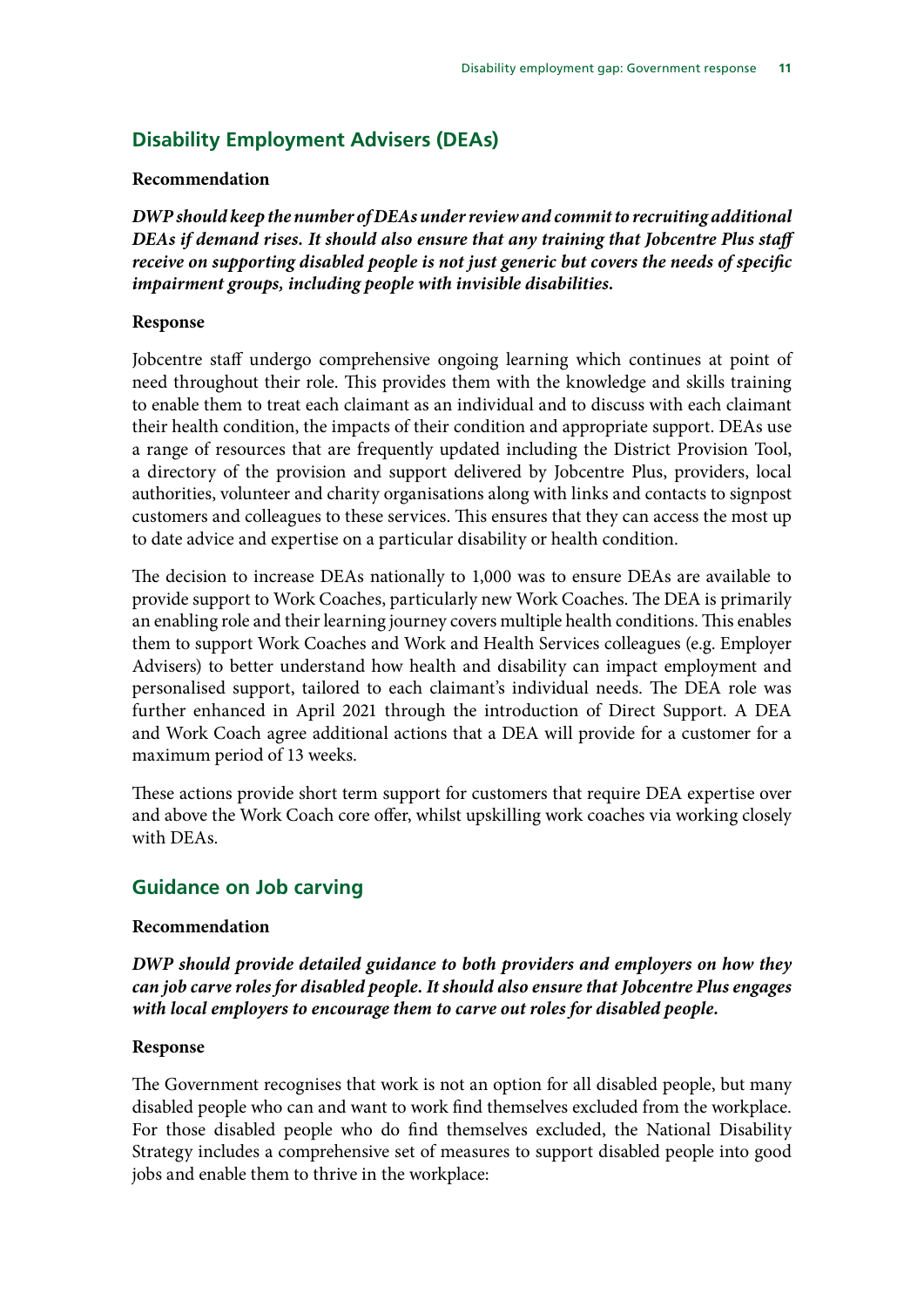## Disability Employment Advisers (DEAs)

**Recommendation**

***DWP should keep the number of DEAs under review and commit to recruiting additional DEAs if demand rises. It should also ensure that any training that Jobcentre Plus staff receive on supporting disabled people is not just generic but covers the needs of specific impairment groups, including people with invisible disabilities.***

**Response**

Jobcentre staff undergo comprehensive ongoing learning which continues at point of need throughout their role. This provides them with the knowledge and skills training to enable them to treat each claimant as an individual and to discuss with each claimant their health condition, the impacts of their condition and appropriate support. DEAs use a range of resources that are frequently updated including the District Provision Tool, a directory of the provision and support delivered by Jobcentre Plus, providers, local authorities, volunteer and charity organisations along with links and contacts to signpost customers and colleagues to these services. This ensures that they can access the most up to date advice and expertise on a particular disability or health condition.

The decision to increase DEAs nationally to 1,000 was to ensure DEAs are available to provide support to Work Coaches, particularly new Work Coaches. The DEA is primarily an enabling role and their learning journey covers multiple health conditions. This enables them to support Work Coaches and Work and Health Services colleagues (e.g. Employer Advisers) to better understand how health and disability can impact employment and personalised support, tailored to each claimant's individual needs. The DEA role was further enhanced in April 2021 through the introduction of Direct Support. A DEA and Work Coach agree additional actions that a DEA will provide for a customer for a maximum period of 13 weeks.

These actions provide short term support for customers that require DEA expertise over and above the Work Coach core offer, whilst upskilling work coaches via working closely with DEAs.

## Guidance on Job carving

**Recommendation**

***DWP should provide detailed guidance to both providers and employers on how they can job carve roles for disabled people. It should also ensure that Jobcentre Plus engages with local employers to encourage them to carve out roles for disabled people.***

**Response**

The Government recognises that work is not an option for all disabled people, but many disabled people who can and want to work find themselves excluded from the workplace. For those disabled people who do find themselves excluded, the National Disability Strategy includes a comprehensive set of measures to support disabled people into good jobs and enable them to thrive in the workplace: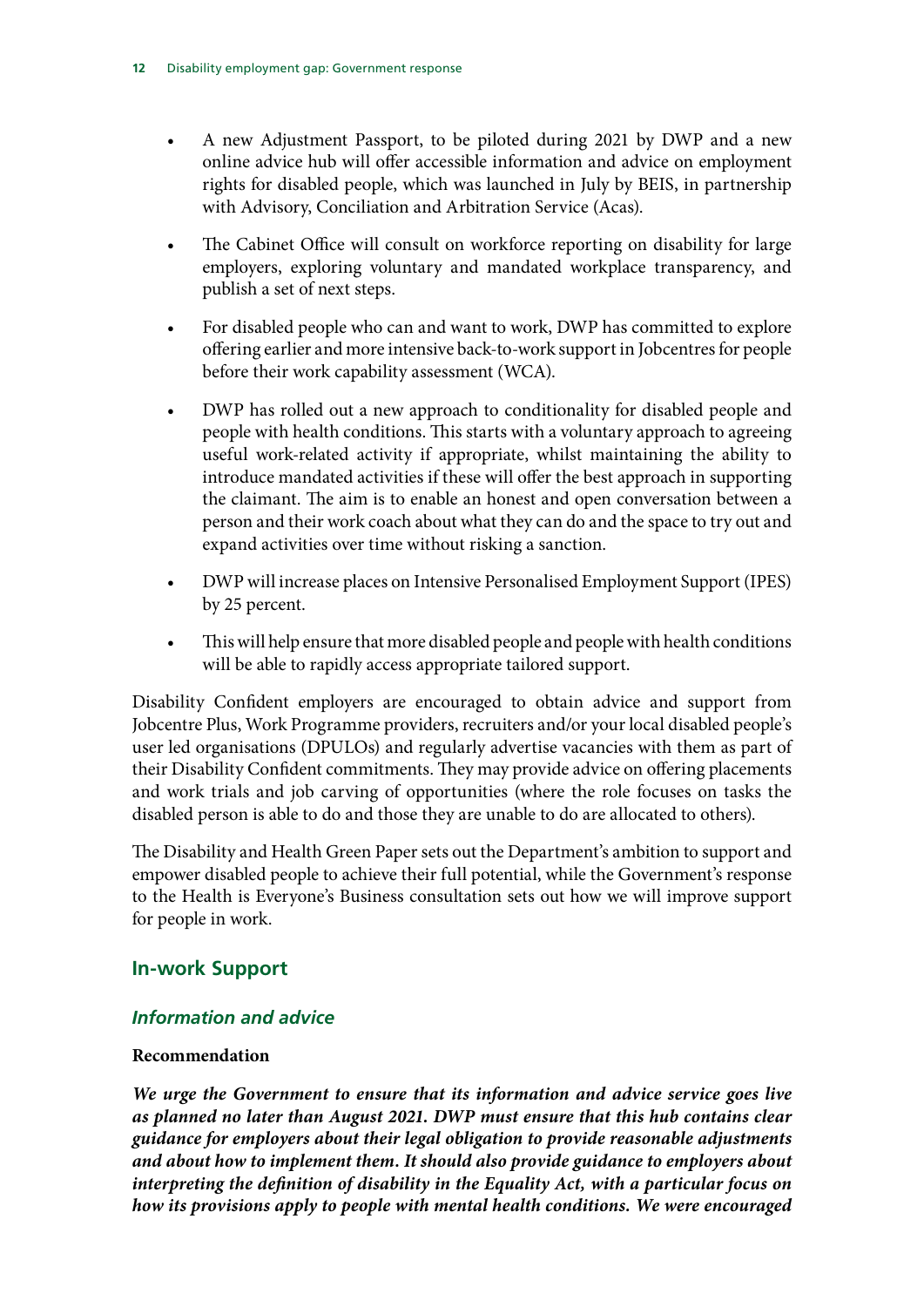- A new Adjustment Passport, to be piloted during 2021 by DWP and a new online advice hub will offer accessible information and advice on employment rights for disabled people, which was launched in July by BEIS, in partnership with Advisory, Conciliation and Arbitration Service (Acas).
- The Cabinet Office will consult on workforce reporting on disability for large employers, exploring voluntary and mandated workplace transparency, and publish a set of next steps.
- For disabled people who can and want to work, DWP has committed to explore offering earlier and more intensive back-to-work support in Jobcentres for people before their work capability assessment (WCA).
- DWP has rolled out a new approach to conditionality for disabled people and people with health conditions. This starts with a voluntary approach to agreeing useful work-related activity if appropriate, whilst maintaining the ability to introduce mandated activities if these will offer the best approach in supporting the claimant. The aim is to enable an honest and open conversation between a person and their work coach about what they can do and the space to try out and expand activities over time without risking a sanction.
- DWP will increase places on Intensive Personalised Employment Support (IPES) by 25 percent.
- This will help ensure that more disabled people and people with health conditions will be able to rapidly access appropriate tailored support.

Disability Confident employers are encouraged to obtain advice and support from Jobcentre Plus, Work Programme providers, recruiters and/or your local disabled people's user led organisations (DPULOs) and regularly advertise vacancies with them as part of their Disability Confident commitments. They may provide advice on offering placements and work trials and job carving of opportunities (where the role focuses on tasks the disabled person is able to do and those they are unable to do are allocated to others).

The Disability and Health Green Paper sets out the Department's ambition to support and empower disabled people to achieve their full potential, while the Government's response to the Health is Everyone's Business consultation sets out how we will improve support for people in work.

## In-work Support

### *Information and advice*

**Recommendation**

***We urge the Government to ensure that its information and advice service goes live as planned no later than August 2021. DWP must ensure that this hub contains clear guidance for employers about their legal obligation to provide reasonable adjustments and about how to implement them. It should also provide guidance to employers about interpreting the definition of disability in the Equality Act, with a particular focus on how its provisions apply to people with mental health conditions. We were encouraged***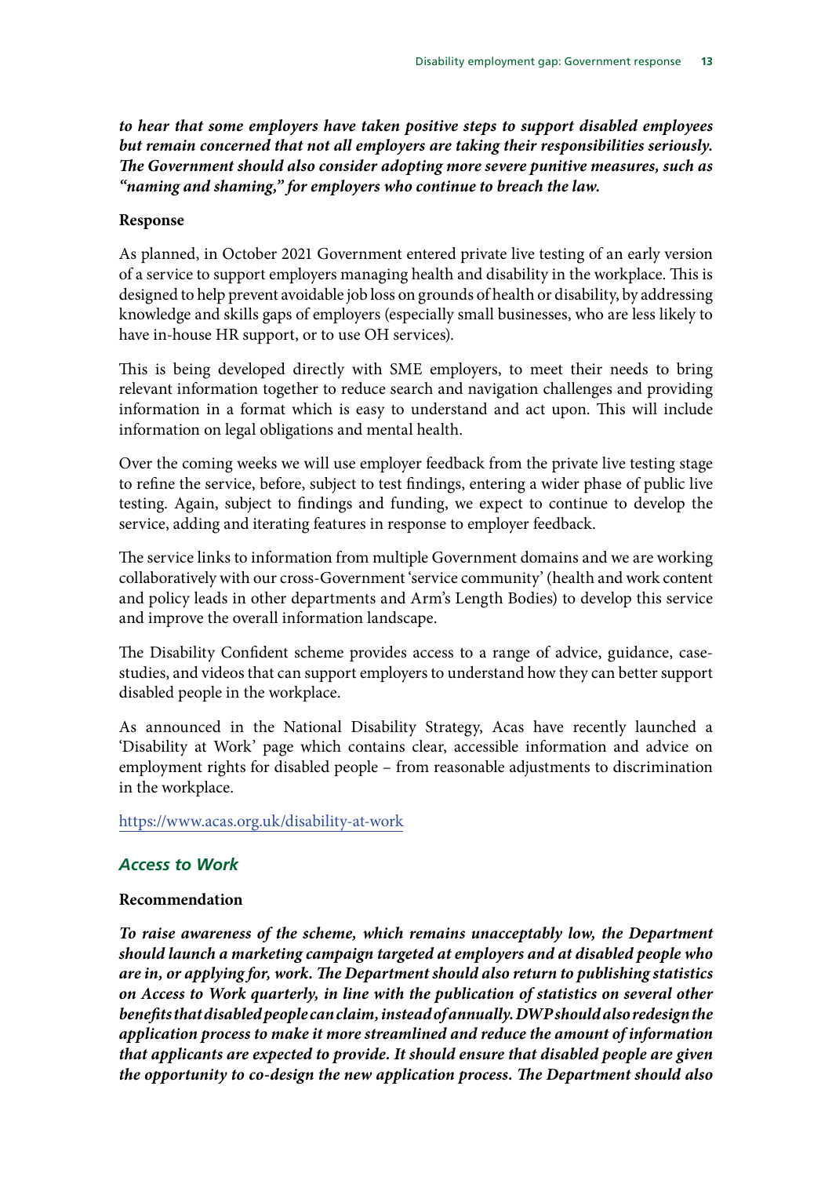***to hear that some employers have taken positive steps to support disabled employees but remain concerned that not all employers are taking their responsibilities seriously. The Government should also consider adopting more severe punitive measures, such as "naming and shaming," for employers who continue to breach the law.***

**Response**

As planned, in October 2021 Government entered private live testing of an early version of a service to support employers managing health and disability in the workplace. This is designed to help prevent avoidable job loss on grounds of health or disability, by addressing knowledge and skills gaps of employers (especially small businesses, who are less likely to have in-house HR support, or to use OH services).

This is being developed directly with SME employers, to meet their needs to bring relevant information together to reduce search and navigation challenges and providing information in a format which is easy to understand and act upon. This will include information on legal obligations and mental health.

Over the coming weeks we will use employer feedback from the private live testing stage to refine the service, before, subject to test findings, entering a wider phase of public live testing. Again, subject to findings and funding, we expect to continue to develop the service, adding and iterating features in response to employer feedback.

The service links to information from multiple Government domains and we are working collaboratively with our cross-Government 'service community' (health and work content and policy leads in other departments and Arm's Length Bodies) to develop this service and improve the overall information landscape.

The Disability Confident scheme provides access to a range of advice, guidance, case-studies, and videos that can support employers to understand how they can better support disabled people in the workplace.

As announced in the National Disability Strategy, Acas have recently launched a 'Disability at Work' page which contains clear, accessible information and advice on employment rights for disabled people – from reasonable adjustments to discrimination in the workplace.

https://www.acas.org.uk/disability-at-work

### *Access to Work*

**Recommendation**

***To raise awareness of the scheme, which remains unacceptably low, the Department should launch a marketing campaign targeted at employers and at disabled people who are in, or applying for, work. The Department should also return to publishing statistics on Access to Work quarterly, in line with the publication of statistics on several other benefits that disabled people can claim, instead of annually. DWP should also redesign the application process to make it more streamlined and reduce the amount of information that applicants are expected to provide. It should ensure that disabled people are given the opportunity to co-design the new application process. The Department should also***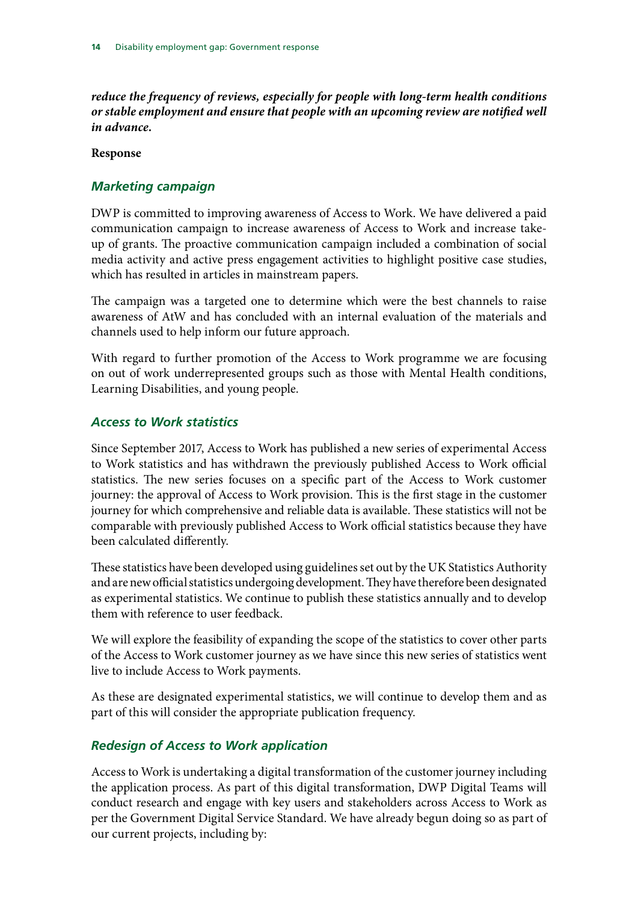***reduce the frequency of reviews, especially for people with long-term health conditions or stable employment and ensure that people with an upcoming review are notified well in advance.***

**Response**

### *Marketing campaign*

DWP is committed to improving awareness of Access to Work. We have delivered a paid communication campaign to increase awareness of Access to Work and increase take-up of grants. The proactive communication campaign included a combination of social media activity and active press engagement activities to highlight positive case studies, which has resulted in articles in mainstream papers.

The campaign was a targeted one to determine which were the best channels to raise awareness of AtW and has concluded with an internal evaluation of the materials and channels used to help inform our future approach.

With regard to further promotion of the Access to Work programme we are focusing on out of work underrepresented groups such as those with Mental Health conditions, Learning Disabilities, and young people.

### *Access to Work statistics*

Since September 2017, Access to Work has published a new series of experimental Access to Work statistics and has withdrawn the previously published Access to Work official statistics. The new series focuses on a specific part of the Access to Work customer journey: the approval of Access to Work provision. This is the first stage in the customer journey for which comprehensive and reliable data is available. These statistics will not be comparable with previously published Access to Work official statistics because they have been calculated differently.

These statistics have been developed using guidelines set out by the UK Statistics Authority and are new official statistics undergoing development. They have therefore been designated as experimental statistics. We continue to publish these statistics annually and to develop them with reference to user feedback.

We will explore the feasibility of expanding the scope of the statistics to cover other parts of the Access to Work customer journey as we have since this new series of statistics went live to include Access to Work payments.

As these are designated experimental statistics, we will continue to develop them and as part of this will consider the appropriate publication frequency.

### *Redesign of Access to Work application*

Access to Work is undertaking a digital transformation of the customer journey including the application process. As part of this digital transformation, DWP Digital Teams will conduct research and engage with key users and stakeholders across Access to Work as per the Government Digital Service Standard. We have already begun doing so as part of our current projects, including by: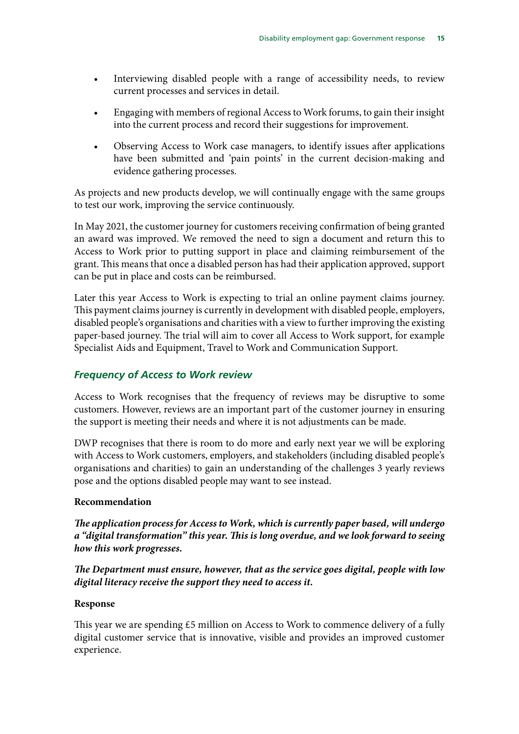- Interviewing disabled people with a range of accessibility needs, to review current processes and services in detail.
- Engaging with members of regional Access to Work forums, to gain their insight into the current process and record their suggestions for improvement.
- Observing Access to Work case managers, to identify issues after applications have been submitted and 'pain points' in the current decision-making and evidence gathering processes.

As projects and new products develop, we will continually engage with the same groups to test our work, improving the service continuously.

In May 2021, the customer journey for customers receiving confirmation of being granted an award was improved. We removed the need to sign a document and return this to Access to Work prior to putting support in place and claiming reimbursement of the grant. This means that once a disabled person has had their application approved, support can be put in place and costs can be reimbursed.

Later this year Access to Work is expecting to trial an online payment claims journey. This payment claims journey is currently in development with disabled people, employers, disabled people's organisations and charities with a view to further improving the existing paper-based journey. The trial will aim to cover all Access to Work support, for example Specialist Aids and Equipment, Travel to Work and Communication Support.

### *Frequency of Access to Work review*

Access to Work recognises that the frequency of reviews may be disruptive to some customers. However, reviews are an important part of the customer journey in ensuring the support is meeting their needs and where it is not adjustments can be made.

DWP recognises that there is room to do more and early next year we will be exploring with Access to Work customers, employers, and stakeholders (including disabled people's organisations and charities) to gain an understanding of the challenges 3 yearly reviews pose and the options disabled people may want to see instead.

**Recommendation**

***The application process for Access to Work, which is currently paper based, will undergo a "digital transformation" this year. This is long overdue, and we look forward to seeing how this work progresses.***

***The Department must ensure, however, that as the service goes digital, people with low digital literacy receive the support they need to access it.***

**Response**

This year we are spending £5 million on Access to Work to commence delivery of a fully digital customer service that is innovative, visible and provides an improved customer experience.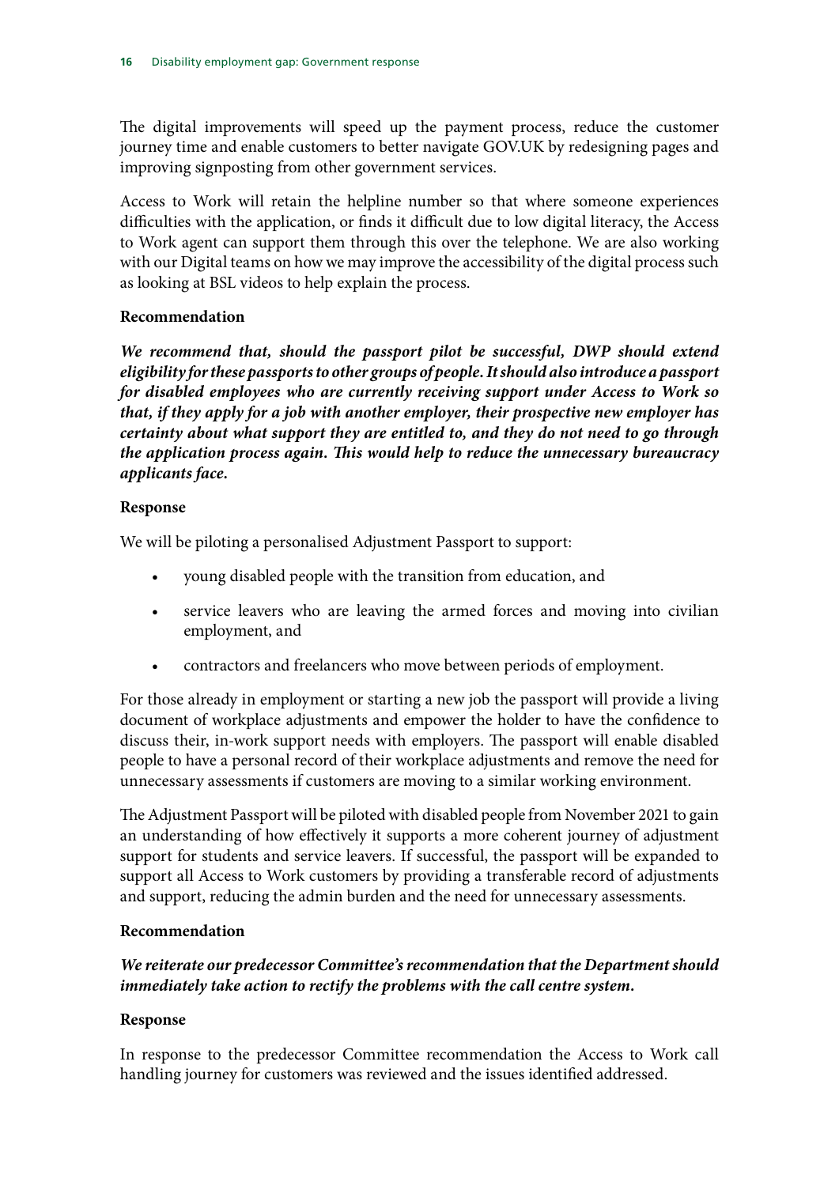The digital improvements will speed up the payment process, reduce the customer journey time and enable customers to better navigate GOV.UK by redesigning pages and improving signposting from other government services.

Access to Work will retain the helpline number so that where someone experiences difficulties with the application, or finds it difficult due to low digital literacy, the Access to Work agent can support them through this over the telephone. We are also working with our Digital teams on how we may improve the accessibility of the digital process such as looking at BSL videos to help explain the process.

**Recommendation**

***We recommend that, should the passport pilot be successful, DWP should extend eligibility for these passports to other groups of people. It should also introduce a passport for disabled employees who are currently receiving support under Access to Work so that, if they apply for a job with another employer, their prospective new employer has certainty about what support they are entitled to, and they do not need to go through the application process again. This would help to reduce the unnecessary bureaucracy applicants face.***

**Response**

We will be piloting a personalised Adjustment Passport to support:

- young disabled people with the transition from education, and
- service leavers who are leaving the armed forces and moving into civilian employment, and
- contractors and freelancers who move between periods of employment.

For those already in employment or starting a new job the passport will provide a living document of workplace adjustments and empower the holder to have the confidence to discuss their, in-work support needs with employers. The passport will enable disabled people to have a personal record of their workplace adjustments and remove the need for unnecessary assessments if customers are moving to a similar working environment.

The Adjustment Passport will be piloted with disabled people from November 2021 to gain an understanding of how effectively it supports a more coherent journey of adjustment support for students and service leavers. If successful, the passport will be expanded to support all Access to Work customers by providing a transferable record of adjustments and support, reducing the admin burden and the need for unnecessary assessments.

**Recommendation**

***We reiterate our predecessor Committee's recommendation that the Department should immediately take action to rectify the problems with the call centre system.***

**Response**

In response to the predecessor Committee recommendation the Access to Work call handling journey for customers was reviewed and the issues identified addressed.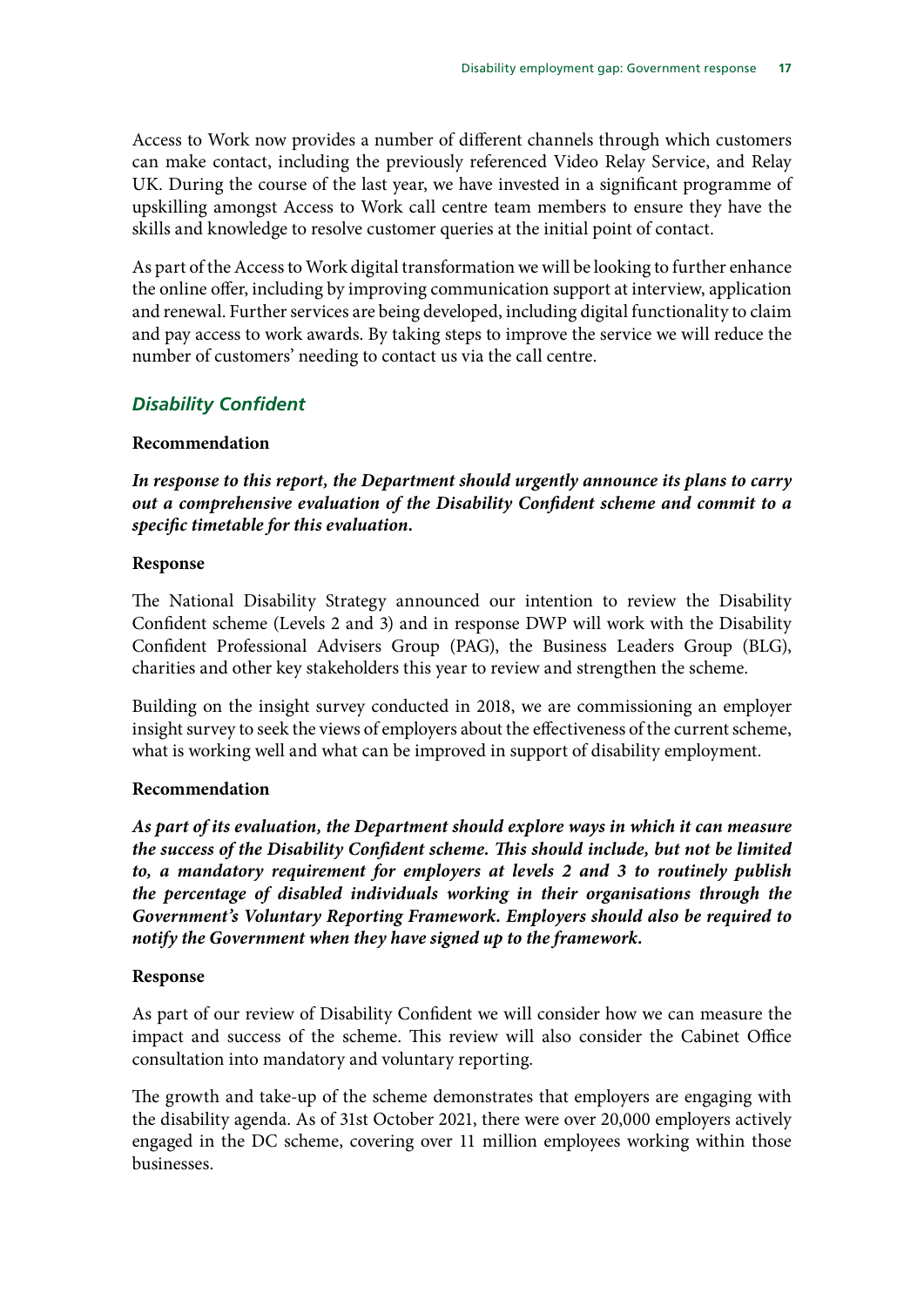Access to Work now provides a number of different channels through which customers can make contact, including the previously referenced Video Relay Service, and Relay UK. During the course of the last year, we have invested in a significant programme of upskilling amongst Access to Work call centre team members to ensure they have the skills and knowledge to resolve customer queries at the initial point of contact.

As part of the Access to Work digital transformation we will be looking to further enhance the online offer, including by improving communication support at interview, application and renewal. Further services are being developed, including digital functionality to claim and pay access to work awards. By taking steps to improve the service we will reduce the number of customers' needing to contact us via the call centre.

### *Disability Confident*

**Recommendation**

***In response to this report, the Department should urgently announce its plans to carry out a comprehensive evaluation of the Disability Confident scheme and commit to a specific timetable for this evaluation.***

**Response**

The National Disability Strategy announced our intention to review the Disability Confident scheme (Levels 2 and 3) and in response DWP will work with the Disability Confident Professional Advisers Group (PAG), the Business Leaders Group (BLG), charities and other key stakeholders this year to review and strengthen the scheme.

Building on the insight survey conducted in 2018, we are commissioning an employer insight survey to seek the views of employers about the effectiveness of the current scheme, what is working well and what can be improved in support of disability employment.

**Recommendation**

***As part of its evaluation, the Department should explore ways in which it can measure the success of the Disability Confident scheme. This should include, but not be limited to, a mandatory requirement for employers at levels 2 and 3 to routinely publish the percentage of disabled individuals working in their organisations through the Government's Voluntary Reporting Framework. Employers should also be required to notify the Government when they have signed up to the framework.***

**Response**

As part of our review of Disability Confident we will consider how we can measure the impact and success of the scheme. This review will also consider the Cabinet Office consultation into mandatory and voluntary reporting.

The growth and take-up of the scheme demonstrates that employers are engaging with the disability agenda. As of 31st October 2021, there were over 20,000 employers actively engaged in the DC scheme, covering over 11 million employees working within those businesses.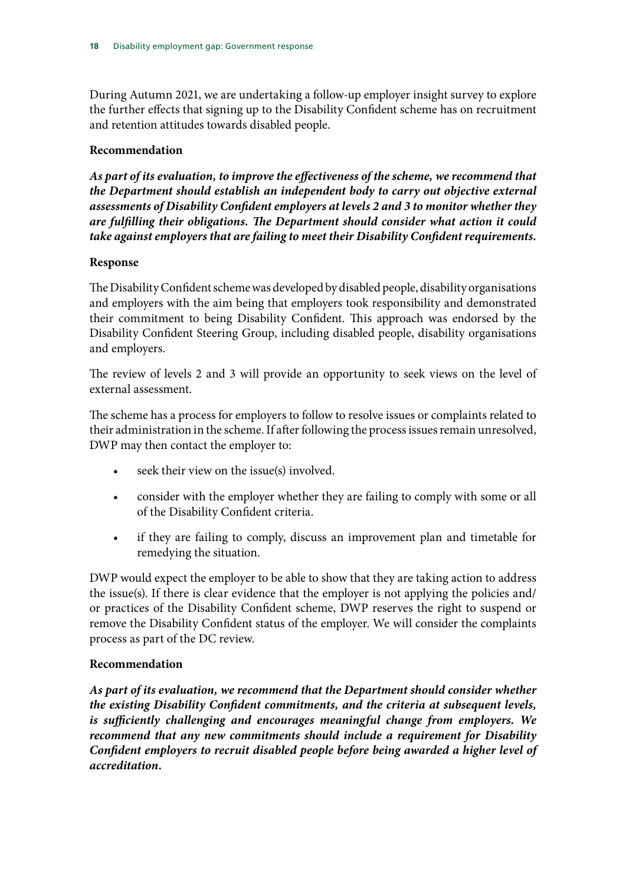During Autumn 2021, we are undertaking a follow-up employer insight survey to explore the further effects that signing up to the Disability Confident scheme has on recruitment and retention attitudes towards disabled people.

**Recommendation**

***As part of its evaluation, to improve the effectiveness of the scheme, we recommend that the Department should establish an independent body to carry out objective external assessments of Disability Confident employers at levels 2 and 3 to monitor whether they are fulfilling their obligations. The Department should consider what action it could take against employers that are failing to meet their Disability Confident requirements.***

**Response**

The Disability Confident scheme was developed by disabled people, disability organisations and employers with the aim being that employers took responsibility and demonstrated their commitment to being Disability Confident. This approach was endorsed by the Disability Confident Steering Group, including disabled people, disability organisations and employers.

The review of levels 2 and 3 will provide an opportunity to seek views on the level of external assessment.

The scheme has a process for employers to follow to resolve issues or complaints related to their administration in the scheme. If after following the process issues remain unresolved, DWP may then contact the employer to:

- seek their view on the issue(s) involved.
- consider with the employer whether they are failing to comply with some or all of the Disability Confident criteria.
- if they are failing to comply, discuss an improvement plan and timetable for remedying the situation.

DWP would expect the employer to be able to show that they are taking action to address the issue(s). If there is clear evidence that the employer is not applying the policies and/or practices of the Disability Confident scheme, DWP reserves the right to suspend or remove the Disability Confident status of the employer. We will consider the complaints process as part of the DC review.

**Recommendation**

***As part of its evaluation, we recommend that the Department should consider whether the existing Disability Confident commitments, and the criteria at subsequent levels, is sufficiently challenging and encourages meaningful change from employers. We recommend that any new commitments should include a requirement for Disability Confident employers to recruit disabled people before being awarded a higher level of accreditation.***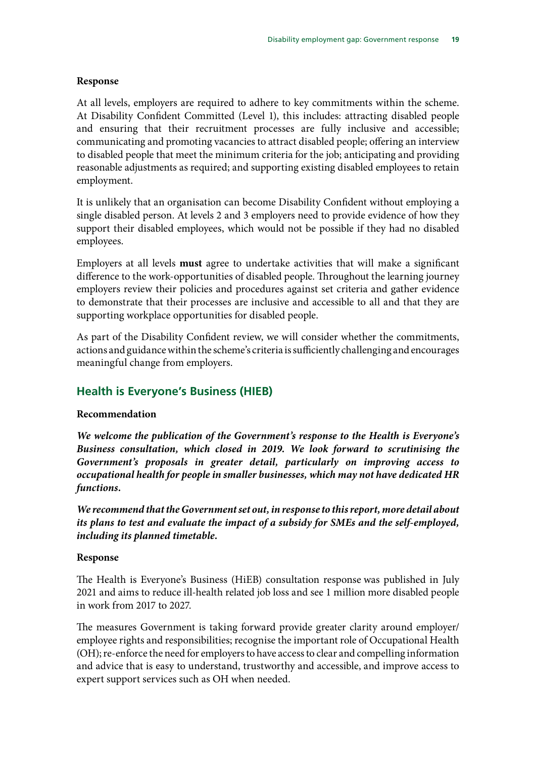**Response**

At all levels, employers are required to adhere to key commitments within the scheme. At Disability Confident Committed (Level 1), this includes: attracting disabled people and ensuring that their recruitment processes are fully inclusive and accessible; communicating and promoting vacancies to attract disabled people; offering an interview to disabled people that meet the minimum criteria for the job; anticipating and providing reasonable adjustments as required; and supporting existing disabled employees to retain employment.

It is unlikely that an organisation can become Disability Confident without employing a single disabled person. At levels 2 and 3 employers need to provide evidence of how they support their disabled employees, which would not be possible if they had no disabled employees.

Employers at all levels **must** agree to undertake activities that will make a significant difference to the work-opportunities of disabled people. Throughout the learning journey employers review their policies and procedures against set criteria and gather evidence to demonstrate that their processes are inclusive and accessible to all and that they are supporting workplace opportunities for disabled people.

As part of the Disability Confident review, we will consider whether the commitments, actions and guidance within the scheme's criteria is sufficiently challenging and encourages meaningful change from employers.

## Health is Everyone's Business (HIEB)

**Recommendation**

***We welcome the publication of the Government's response to the Health is Everyone's Business consultation, which closed in 2019. We look forward to scrutinising the Government's proposals in greater detail, particularly on improving access to occupational health for people in smaller businesses, which may not have dedicated HR functions.***

***We recommend that the Government set out, in response to this report, more detail about its plans to test and evaluate the impact of a subsidy for SMEs and the self-employed, including its planned timetable.***

**Response**

The Health is Everyone's Business (HiEB) consultation response was published in July 2021 and aims to reduce ill-health related job loss and see 1 million more disabled people in work from 2017 to 2027.

The measures Government is taking forward provide greater clarity around employer/employee rights and responsibilities; recognise the important role of Occupational Health (OH); re-enforce the need for employers to have access to clear and compelling information and advice that is easy to understand, trustworthy and accessible, and improve access to expert support services such as OH when needed.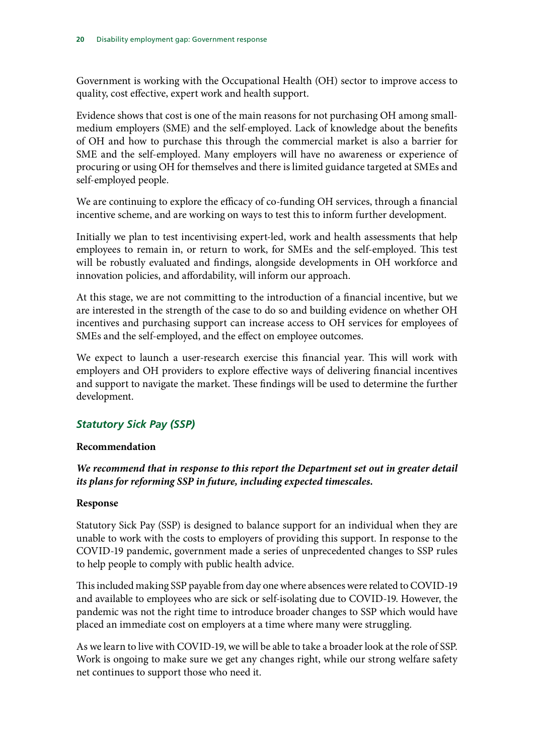Government is working with the Occupational Health (OH) sector to improve access to quality, cost effective, expert work and health support.

Evidence shows that cost is one of the main reasons for not purchasing OH among small-medium employers (SME) and the self-employed. Lack of knowledge about the benefits of OH and how to purchase this through the commercial market is also a barrier for SME and the self-employed. Many employers will have no awareness or experience of procuring or using OH for themselves and there is limited guidance targeted at SMEs and self-employed people.

We are continuing to explore the efficacy of co-funding OH services, through a financial incentive scheme, and are working on ways to test this to inform further development.

Initially we plan to test incentivising expert-led, work and health assessments that help employees to remain in, or return to work, for SMEs and the self-employed. This test will be robustly evaluated and findings, alongside developments in OH workforce and innovation policies, and affordability, will inform our approach.

At this stage, we are not committing to the introduction of a financial incentive, but we are interested in the strength of the case to do so and building evidence on whether OH incentives and purchasing support can increase access to OH services for employees of SMEs and the self-employed, and the effect on employee outcomes.

We expect to launch a user-research exercise this financial year. This will work with employers and OH providers to explore effective ways of delivering financial incentives and support to navigate the market. These findings will be used to determine the further development.

### *Statutory Sick Pay (SSP)*

**Recommendation**

***We recommend that in response to this report the Department set out in greater detail its plans for reforming SSP in future, including expected timescales.***

**Response**

Statutory Sick Pay (SSP) is designed to balance support for an individual when they are unable to work with the costs to employers of providing this support. In response to the COVID-19 pandemic, government made a series of unprecedented changes to SSP rules to help people to comply with public health advice.

This included making SSP payable from day one where absences were related to COVID-19 and available to employees who are sick or self-isolating due to COVID-19. However, the pandemic was not the right time to introduce broader changes to SSP which would have placed an immediate cost on employers at a time where many were struggling.

As we learn to live with COVID-19, we will be able to take a broader look at the role of SSP. Work is ongoing to make sure we get any changes right, while our strong welfare safety net continues to support those who need it.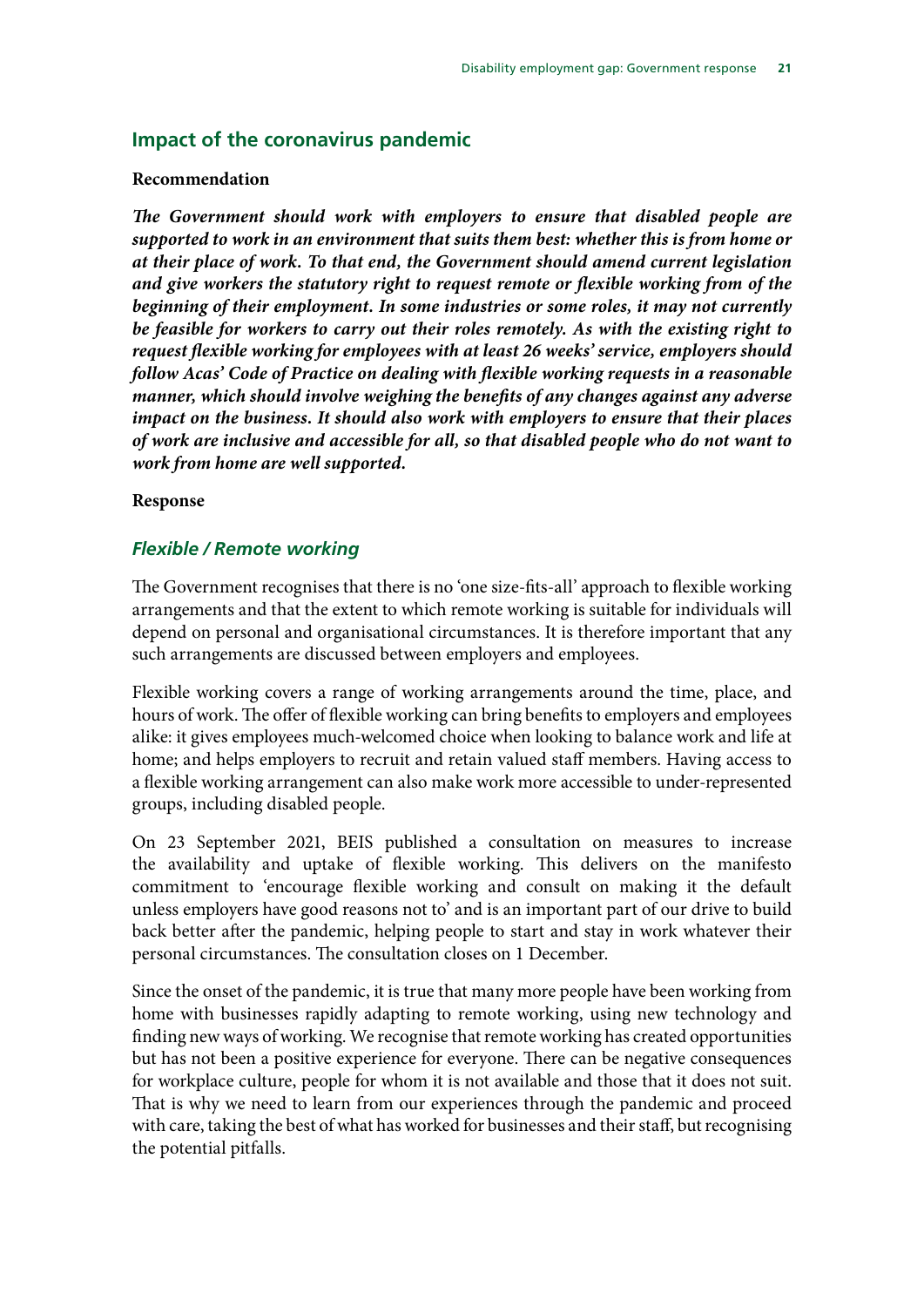## Impact of the coronavirus pandemic

**Recommendation**

***The Government should work with employers to ensure that disabled people are supported to work in an environment that suits them best: whether this is from home or at their place of work. To that end, the Government should amend current legislation and give workers the statutory right to request remote or flexible working from of the beginning of their employment. In some industries or some roles, it may not currently be feasible for workers to carry out their roles remotely. As with the existing right to request flexible working for employees with at least 26 weeks' service, employers should follow Acas' Code of Practice on dealing with flexible working requests in a reasonable manner, which should involve weighing the benefits of any changes against any adverse impact on the business. It should also work with employers to ensure that their places of work are inclusive and accessible for all, so that disabled people who do not want to work from home are well supported.***

**Response**

### *Flexible / Remote working*

The Government recognises that there is no 'one size-fits-all' approach to flexible working arrangements and that the extent to which remote working is suitable for individuals will depend on personal and organisational circumstances. It is therefore important that any such arrangements are discussed between employers and employees.

Flexible working covers a range of working arrangements around the time, place, and hours of work. The offer of flexible working can bring benefits to employers and employees alike: it gives employees much-welcomed choice when looking to balance work and life at home; and helps employers to recruit and retain valued staff members. Having access to a flexible working arrangement can also make work more accessible to under-represented groups, including disabled people.

On 23 September 2021, BEIS published a consultation on measures to increase the availability and uptake of flexible working. This delivers on the manifesto commitment to 'encourage flexible working and consult on making it the default unless employers have good reasons not to' and is an important part of our drive to build back better after the pandemic, helping people to start and stay in work whatever their personal circumstances. The consultation closes on 1 December.

Since the onset of the pandemic, it is true that many more people have been working from home with businesses rapidly adapting to remote working, using new technology and finding new ways of working. We recognise that remote working has created opportunities but has not been a positive experience for everyone. There can be negative consequences for workplace culture, people for whom it is not available and those that it does not suit. That is why we need to learn from our experiences through the pandemic and proceed with care, taking the best of what has worked for businesses and their staff, but recognising the potential pitfalls.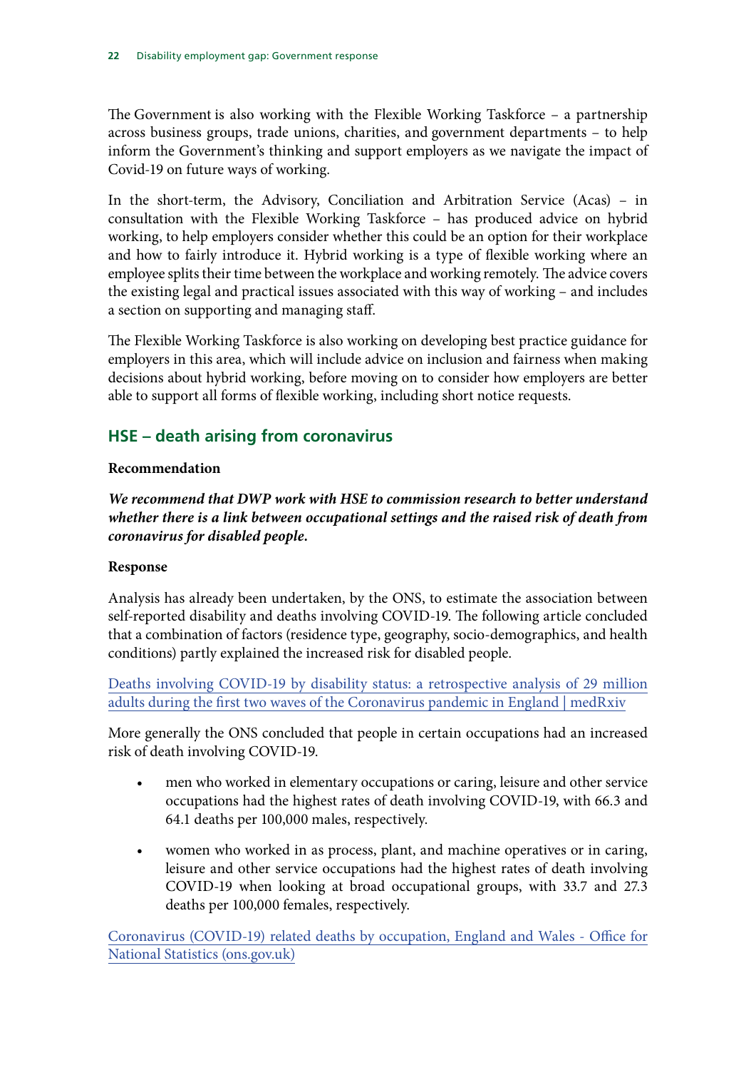The Government is also working with the Flexible Working Taskforce – a partnership across business groups, trade unions, charities, and government departments – to help inform the Government's thinking and support employers as we navigate the impact of Covid-19 on future ways of working.

In the short-term, the Advisory, Conciliation and Arbitration Service (Acas) – in consultation with the Flexible Working Taskforce – has produced advice on hybrid working, to help employers consider whether this could be an option for their workplace and how to fairly introduce it. Hybrid working is a type of flexible working where an employee splits their time between the workplace and working remotely. The advice covers the existing legal and practical issues associated with this way of working – and includes a section on supporting and managing staff.

The Flexible Working Taskforce is also working on developing best practice guidance for employers in this area, which will include advice on inclusion and fairness when making decisions about hybrid working, before moving on to consider how employers are better able to support all forms of flexible working, including short notice requests.

## HSE – death arising from coronavirus

**Recommendation**

***We recommend that DWP work with HSE to commission research to better understand whether there is a link between occupational settings and the raised risk of death from coronavirus for disabled people.***

**Response**

Analysis has already been undertaken, by the ONS, to estimate the association between self-reported disability and deaths involving COVID-19. The following article concluded that a combination of factors (residence type, geography, socio-demographics, and health conditions) partly explained the increased risk for disabled people.

Deaths involving COVID-19 by disability status: a retrospective analysis of 29 million adults during the first two waves of the Coronavirus pandemic in England | medRxiv

More generally the ONS concluded that people in certain occupations had an increased risk of death involving COVID-19.

- men who worked in elementary occupations or caring, leisure and other service occupations had the highest rates of death involving COVID-19, with 66.3 and 64.1 deaths per 100,000 males, respectively.
- women who worked in as process, plant, and machine operatives or in caring, leisure and other service occupations had the highest rates of death involving COVID-19 when looking at broad occupational groups, with 33.7 and 27.3 deaths per 100,000 females, respectively.

Coronavirus (COVID-19) related deaths by occupation, England and Wales - Office for National Statistics (ons.gov.uk)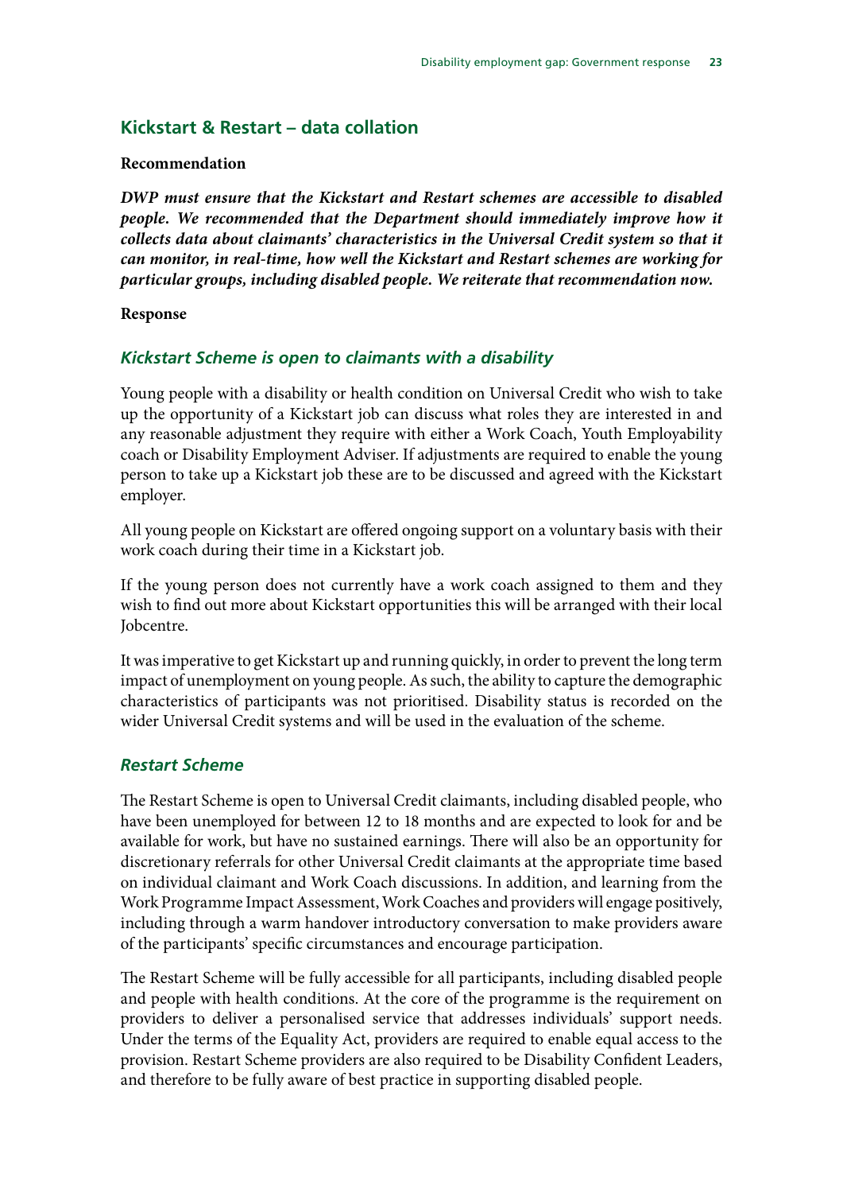## Kickstart & Restart – data collation

**Recommendation**

***DWP must ensure that the Kickstart and Restart schemes are accessible to disabled people. We recommended that the Department should immediately improve how it collects data about claimants' characteristics in the Universal Credit system so that it can monitor, in real-time, how well the Kickstart and Restart schemes are working for particular groups, including disabled people. We reiterate that recommendation now.***

**Response**

### *Kickstart Scheme is open to claimants with a disability*

Young people with a disability or health condition on Universal Credit who wish to take up the opportunity of a Kickstart job can discuss what roles they are interested in and any reasonable adjustment they require with either a Work Coach, Youth Employability coach or Disability Employment Adviser. If adjustments are required to enable the young person to take up a Kickstart job these are to be discussed and agreed with the Kickstart employer.

All young people on Kickstart are offered ongoing support on a voluntary basis with their work coach during their time in a Kickstart job.

If the young person does not currently have a work coach assigned to them and they wish to find out more about Kickstart opportunities this will be arranged with their local Jobcentre.

It was imperative to get Kickstart up and running quickly, in order to prevent the long term impact of unemployment on young people. As such, the ability to capture the demographic characteristics of participants was not prioritised. Disability status is recorded on the wider Universal Credit systems and will be used in the evaluation of the scheme.

### *Restart Scheme*

The Restart Scheme is open to Universal Credit claimants, including disabled people, who have been unemployed for between 12 to 18 months and are expected to look for and be available for work, but have no sustained earnings. There will also be an opportunity for discretionary referrals for other Universal Credit claimants at the appropriate time based on individual claimant and Work Coach discussions. In addition, and learning from the Work Programme Impact Assessment, Work Coaches and providers will engage positively, including through a warm handover introductory conversation to make providers aware of the participants' specific circumstances and encourage participation.

The Restart Scheme will be fully accessible for all participants, including disabled people and people with health conditions. At the core of the programme is the requirement on providers to deliver a personalised service that addresses individuals' support needs. Under the terms of the Equality Act, providers are required to enable equal access to the provision. Restart Scheme providers are also required to be Disability Confident Leaders, and therefore to be fully aware of best practice in supporting disabled people.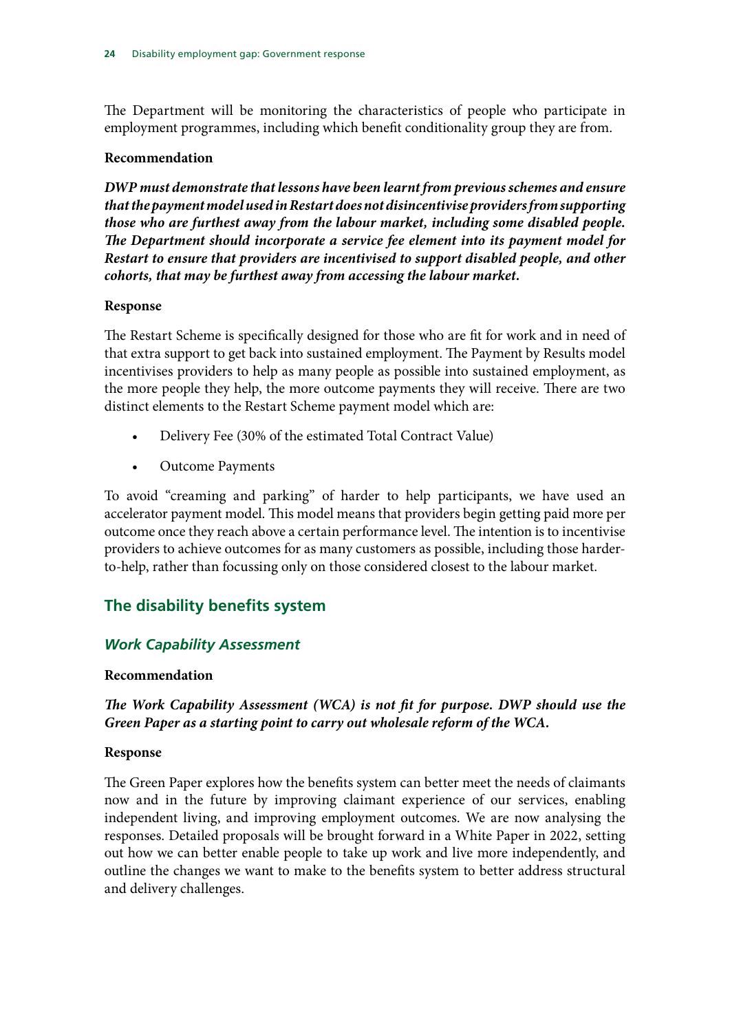The Department will be monitoring the characteristics of people who participate in employment programmes, including which benefit conditionality group they are from.

**Recommendation**

***DWP must demonstrate that lessons have been learnt from previous schemes and ensure that the payment model used in Restart does not disincentivise providers from supporting those who are furthest away from the labour market, including some disabled people. The Department should incorporate a service fee element into its payment model for Restart to ensure that providers are incentivised to support disabled people, and other cohorts, that may be furthest away from accessing the labour market.***

**Response**

The Restart Scheme is specifically designed for those who are fit for work and in need of that extra support to get back into sustained employment. The Payment by Results model incentivises providers to help as many people as possible into sustained employment, as the more people they help, the more outcome payments they will receive. There are two distinct elements to the Restart Scheme payment model which are:

- Delivery Fee (30% of the estimated Total Contract Value)
- Outcome Payments

To avoid "creaming and parking" of harder to help participants, we have used an accelerator payment model. This model means that providers begin getting paid more per outcome once they reach above a certain performance level. The intention is to incentivise providers to achieve outcomes for as many customers as possible, including those harder-to-help, rather than focussing only on those considered closest to the labour market.

## The disability benefits system

### *Work Capability Assessment*

**Recommendation**

***The Work Capability Assessment (WCA) is not fit for purpose. DWP should use the Green Paper as a starting point to carry out wholesale reform of the WCA.***

**Response**

The Green Paper explores how the benefits system can better meet the needs of claimants now and in the future by improving claimant experience of our services, enabling independent living, and improving employment outcomes. We are now analysing the responses. Detailed proposals will be brought forward in a White Paper in 2022, setting out how we can better enable people to take up work and live more independently, and outline the changes we want to make to the benefits system to better address structural and delivery challenges.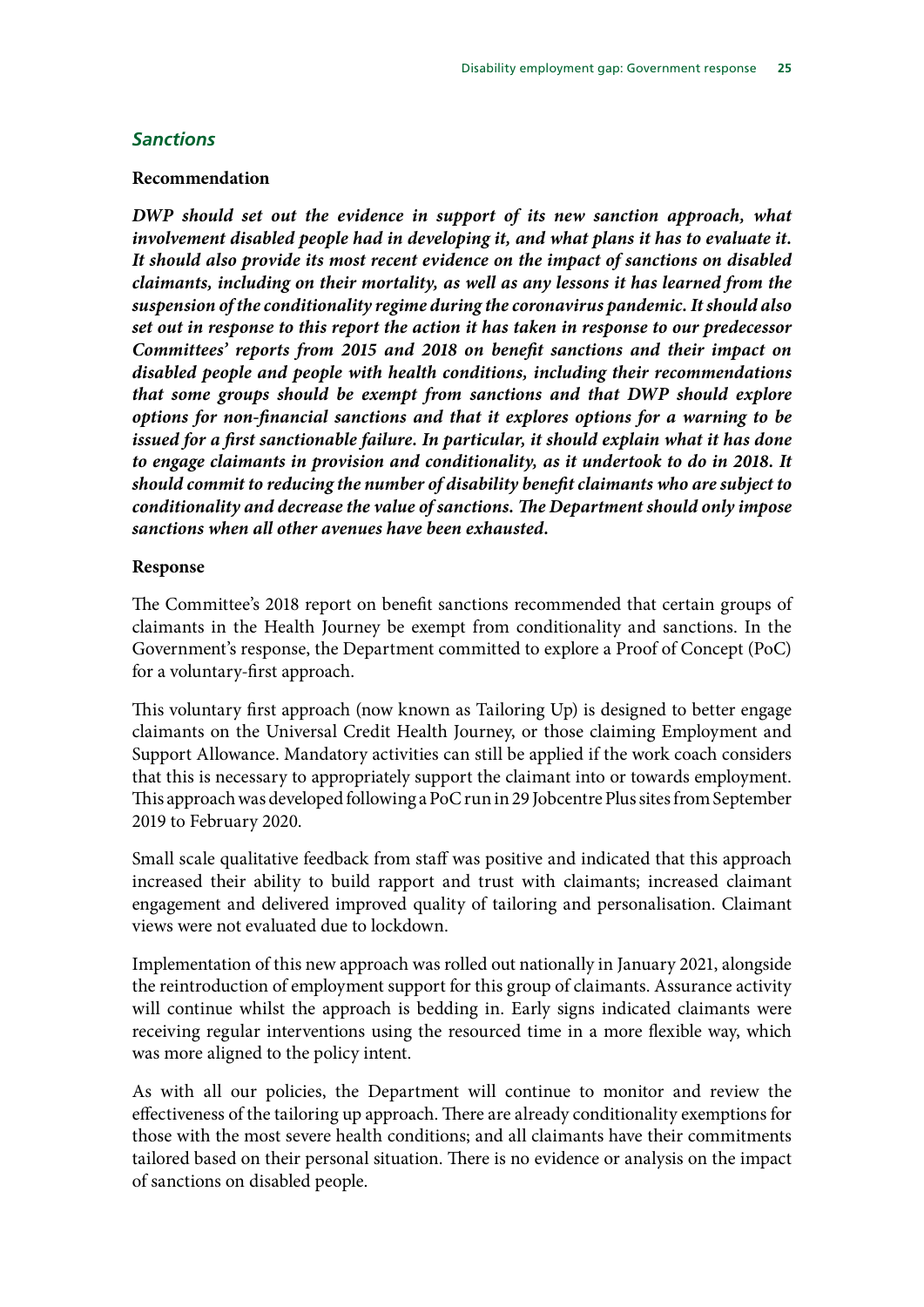### *Sanctions*

**Recommendation**

***DWP should set out the evidence in support of its new sanction approach, what involvement disabled people had in developing it, and what plans it has to evaluate it. It should also provide its most recent evidence on the impact of sanctions on disabled claimants, including on their mortality, as well as any lessons it has learned from the suspension of the conditionality regime during the coronavirus pandemic. It should also set out in response to this report the action it has taken in response to our predecessor Committees' reports from 2015 and 2018 on benefit sanctions and their impact on disabled people and people with health conditions, including their recommendations that some groups should be exempt from sanctions and that DWP should explore options for non-financial sanctions and that it explores options for a warning to be issued for a first sanctionable failure. In particular, it should explain what it has done to engage claimants in provision and conditionality, as it undertook to do in 2018. It should commit to reducing the number of disability benefit claimants who are subject to conditionality and decrease the value of sanctions. The Department should only impose sanctions when all other avenues have been exhausted.***

**Response**

The Committee's 2018 report on benefit sanctions recommended that certain groups of claimants in the Health Journey be exempt from conditionality and sanctions. In the Government's response, the Department committed to explore a Proof of Concept (PoC) for a voluntary-first approach.

This voluntary first approach (now known as Tailoring Up) is designed to better engage claimants on the Universal Credit Health Journey, or those claiming Employment and Support Allowance. Mandatory activities can still be applied if the work coach considers that this is necessary to appropriately support the claimant into or towards employment. This approach was developed following a PoC run in 29 Jobcentre Plus sites from September 2019 to February 2020.

Small scale qualitative feedback from staff was positive and indicated that this approach increased their ability to build rapport and trust with claimants; increased claimant engagement and delivered improved quality of tailoring and personalisation. Claimant views were not evaluated due to lockdown.

Implementation of this new approach was rolled out nationally in January 2021, alongside the reintroduction of employment support for this group of claimants. Assurance activity will continue whilst the approach is bedding in. Early signs indicated claimants were receiving regular interventions using the resourced time in a more flexible way, which was more aligned to the policy intent.

As with all our policies, the Department will continue to monitor and review the effectiveness of the tailoring up approach. There are already conditionality exemptions for those with the most severe health conditions; and all claimants have their commitments tailored based on their personal situation. There is no evidence or analysis on the impact of sanctions on disabled people.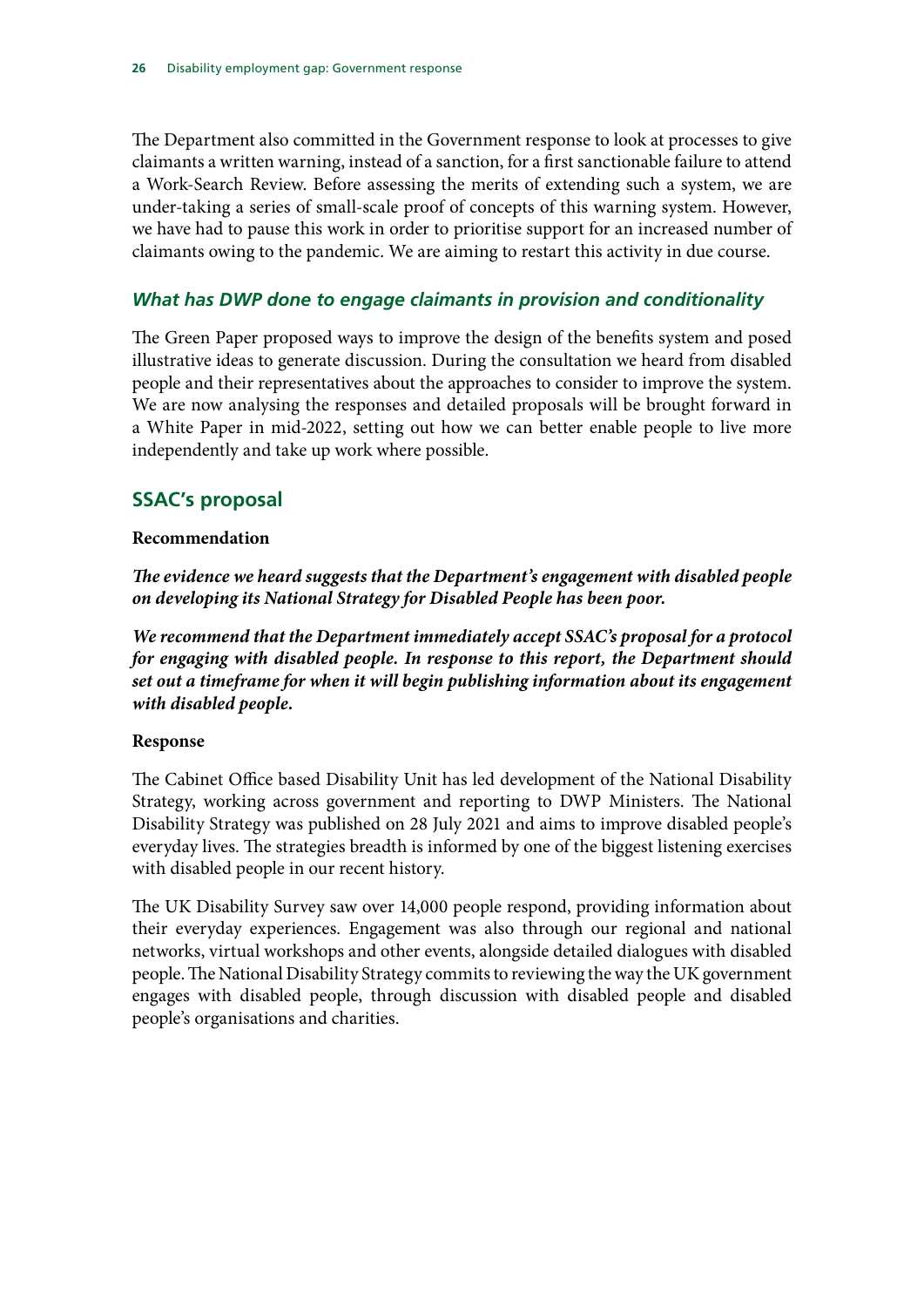The Department also committed in the Government response to look at processes to give claimants a written warning, instead of a sanction, for a first sanctionable failure to attend a Work-Search Review. Before assessing the merits of extending such a system, we are under-taking a series of small-scale proof of concepts of this warning system. However, we have had to pause this work in order to prioritise support for an increased number of claimants owing to the pandemic. We are aiming to restart this activity in due course.

### *What has DWP done to engage claimants in provision and conditionality*

The Green Paper proposed ways to improve the design of the benefits system and posed illustrative ideas to generate discussion. During the consultation we heard from disabled people and their representatives about the approaches to consider to improve the system. We are now analysing the responses and detailed proposals will be brought forward in a White Paper in mid-2022, setting out how we can better enable people to live more independently and take up work where possible.

## SSAC's proposal

**Recommendation**

***The evidence we heard suggests that the Department's engagement with disabled people on developing its National Strategy for Disabled People has been poor.***

***We recommend that the Department immediately accept SSAC's proposal for a protocol for engaging with disabled people. In response to this report, the Department should set out a timeframe for when it will begin publishing information about its engagement with disabled people.***

**Response**

The Cabinet Office based Disability Unit has led development of the National Disability Strategy, working across government and reporting to DWP Ministers. The National Disability Strategy was published on 28 July 2021 and aims to improve disabled people's everyday lives. The strategies breadth is informed by one of the biggest listening exercises with disabled people in our recent history.

The UK Disability Survey saw over 14,000 people respond, providing information about their everyday experiences. Engagement was also through our regional and national networks, virtual workshops and other events, alongside detailed dialogues with disabled people. The National Disability Strategy commits to reviewing the way the UK government engages with disabled people, through discussion with disabled people and disabled people's organisations and charities.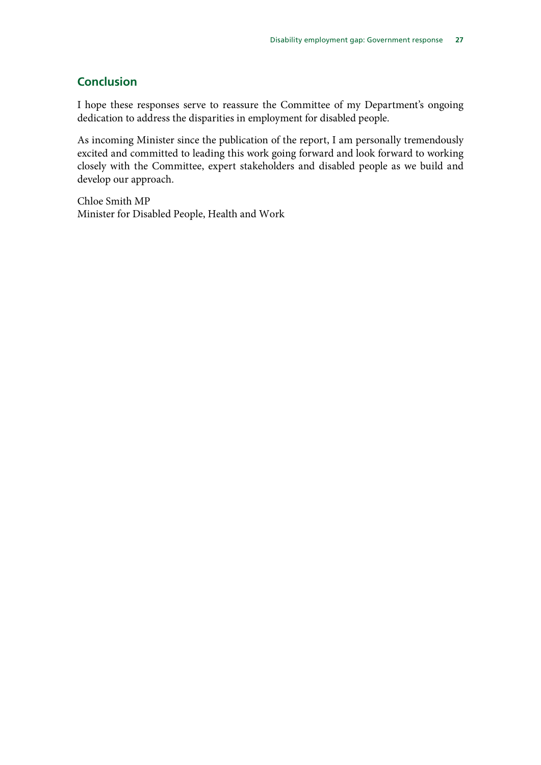## Conclusion

I hope these responses serve to reassure the Committee of my Department's ongoing dedication to address the disparities in employment for disabled people.

As incoming Minister since the publication of the report, I am personally tremendously excited and committed to leading this work going forward and look forward to working closely with the Committee, expert stakeholders and disabled people as we build and develop our approach.

Chloe Smith MP
Minister for Disabled People, Health and Work